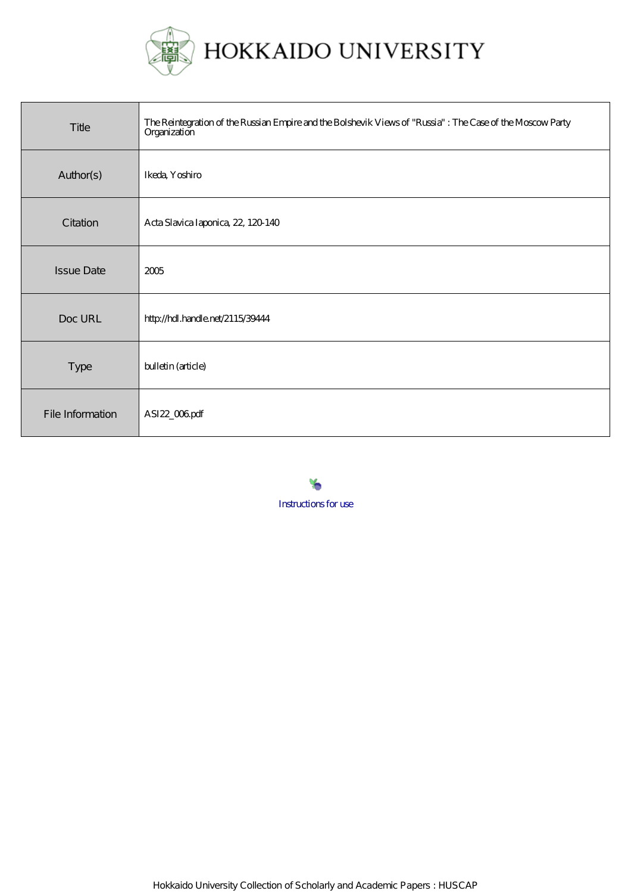# HOKKAIDO UNIVERSITY

| Title | The Reintegration of the Russian Empire and the Bolshevik Views of "Russia" : The Case of the Moscow Party Organization |
|---|---|
| Author(s) | Ikeda, Yoshiro |
| Citation | Acta Slavica Iaponica, 22, 120-140 |
| Issue Date | 2005 |
| Doc URL | http://hdl.handle.net/2115/39444 |
| Type | bulletin (article) |
| File Information | ASI22_006.pdf |

Instructions for use

Hokkaido University Collection of Scholarly and Academic Papers : HUSCAP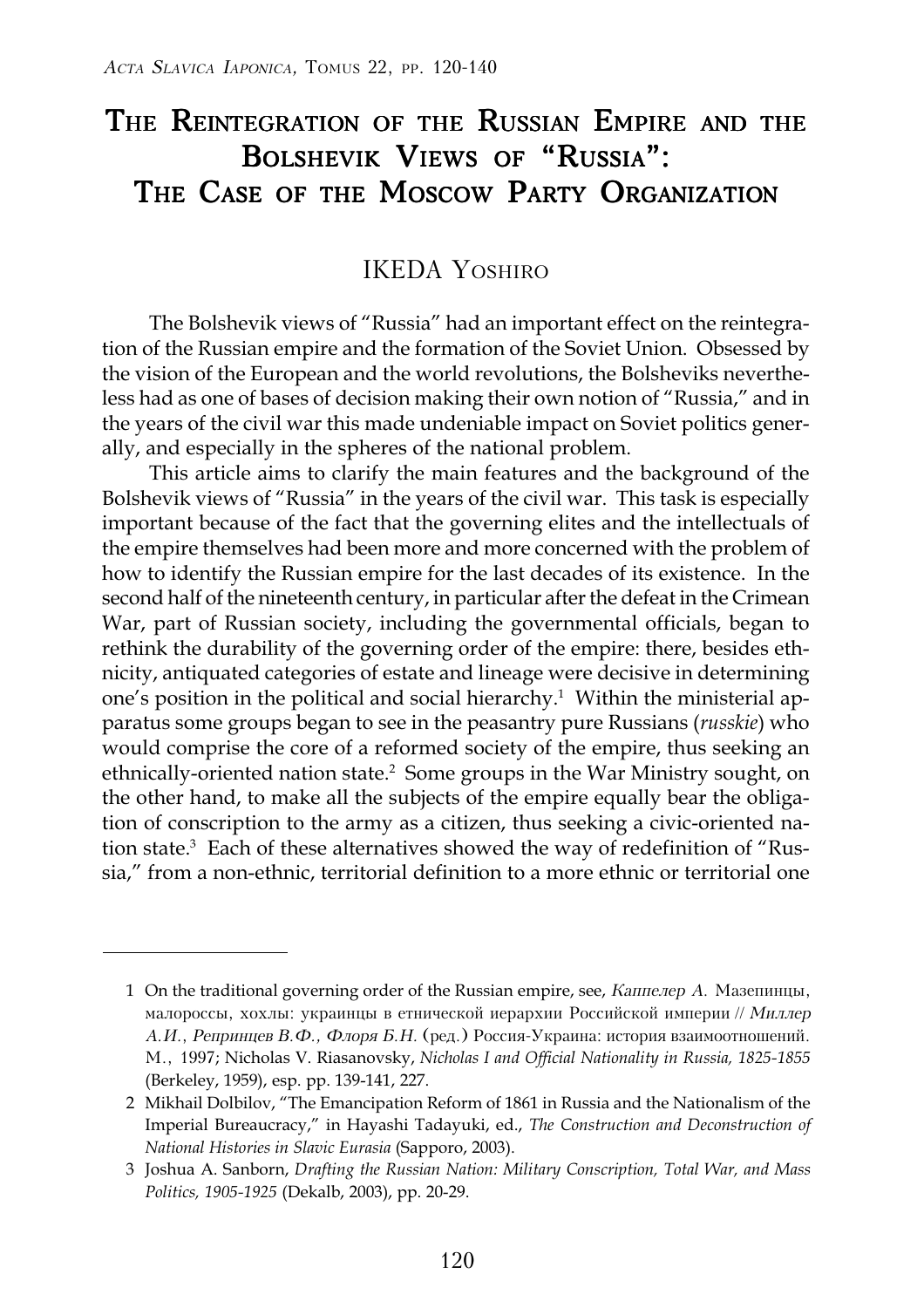# The Reintegration of the Russian Empire and the Bolshevik Views of "Russia": The Case of the Moscow Party Organization

IKEDA Yoshiro

The Bolshevik views of "Russia" had an important effect on the reintegration of the Russian empire and the formation of the Soviet Union. Obsessed by the vision of the European and the world revolutions, the Bolsheviks nevertheless had as one of bases of decision making their own notion of "Russia," and in the years of the civil war this made undeniable impact on Soviet politics generally, and especially in the spheres of the national problem.

This article aims to clarify the main features and the background of the Bolshevik views of "Russia" in the years of the civil war. This task is especially important because of the fact that the governing elites and the intellectuals of the empire themselves had been more and more concerned with the problem of how to identify the Russian empire for the last decades of its existence. In the second half of the nineteenth century, in particular after the defeat in the Crimean War, part of Russian society, including the governmental officials, began to rethink the durability of the governing order of the empire: there, besides ethnicity, antiquated categories of estate and lineage were decisive in determining one's position in the political and social hierarchy.[1] Within the ministerial apparatus some groups began to see in the peasantry pure Russians (*russkie*) who would comprise the core of a reformed society of the empire, thus seeking an ethnically-oriented nation state.[2] Some groups in the War Ministry sought, on the other hand, to make all the subjects of the empire equally bear the obligation of conscription to the army as a citizen, thus seeking a civic-oriented nation state.[3] Each of these alternatives showed the way of redefinition of "Russia," from a non-ethnic, territorial definition to a more ethnic or territorial one

---

1 On the traditional governing order of the Russian empire, see, *Каппелер А.* Мазепинцы, малороссы, хохлы: украинцы в етнической иерархии Российской империи // *Миллер А.И., Репринцев В.Ф., Флоря Б.Н.* (ред.) Россия-Украина: история взаимоотношений. М., 1997; Nicholas V. Riasanovsky, *Nicholas I and Official Nationality in Russia, 1825-1855* (Berkeley, 1959), esp. pp. 139-141, 227.

2 Mikhail Dolbilov, "The Emancipation Reform of 1861 in Russia and the Nationalism of the Imperial Bureaucracy," in Hayashi Tadayuki, ed., *The Construction and Deconstruction of National Histories in Slavic Eurasia* (Sapporo, 2003).

3 Joshua A. Sanborn, *Drafting the Russian Nation: Military Conscription, Total War, and Mass Politics, 1905-1925* (Dekalb, 2003), pp. 20-29.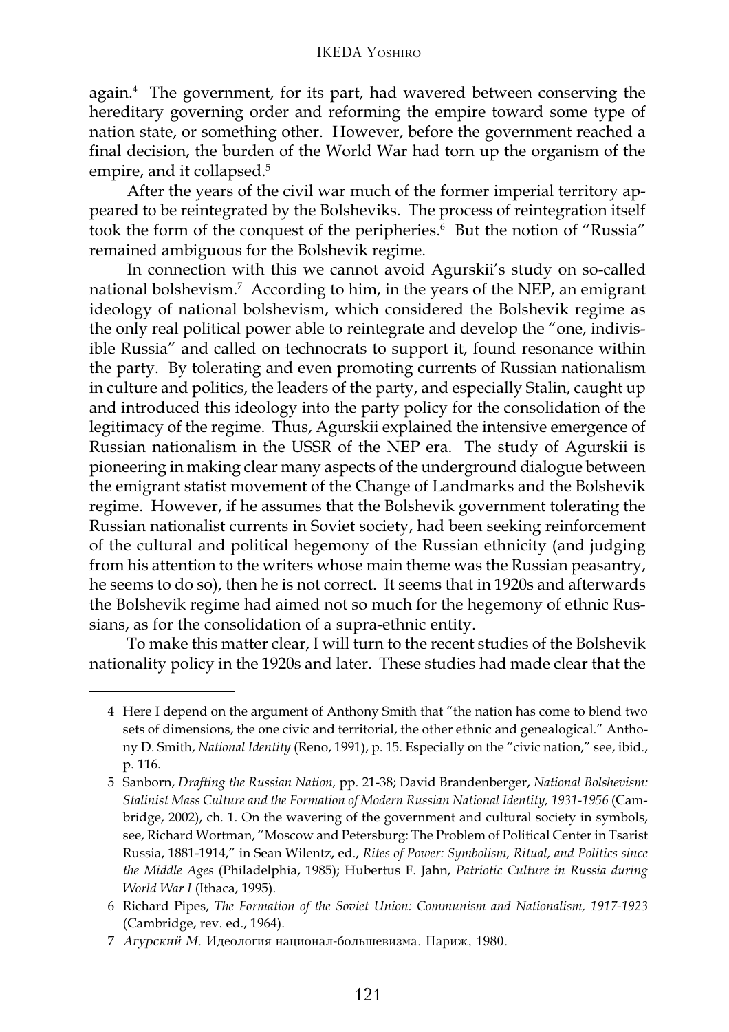again.[4] The government, for its part, had wavered between conserving the hereditary governing order and reforming the empire toward some type of nation state, or something other. However, before the government reached a final decision, the burden of the World War had torn up the organism of the empire, and it collapsed.[5]

After the years of the civil war much of the former imperial territory appeared to be reintegrated by the Bolsheviks. The process of reintegration itself took the form of the conquest of the peripheries.[6] But the notion of "Russia" remained ambiguous for the Bolshevik regime.

In connection with this we cannot avoid Agurskii's study on so-called national bolshevism.[7] According to him, in the years of the NEP, an emigrant ideology of national bolshevism, which considered the Bolshevik regime as the only real political power able to reintegrate and develop the "one, indivisible Russia" and called on technocrats to support it, found resonance within the party. By tolerating and even promoting currents of Russian nationalism in culture and politics, the leaders of the party, and especially Stalin, caught up and introduced this ideology into the party policy for the consolidation of the legitimacy of the regime. Thus, Agurskii explained the intensive emergence of Russian nationalism in the USSR of the NEP era. The study of Agurskii is pioneering in making clear many aspects of the underground dialogue between the emigrant statist movement of the Change of Landmarks and the Bolshevik regime. However, if he assumes that the Bolshevik government tolerating the Russian nationalist currents in Soviet society, had been seeking reinforcement of the cultural and political hegemony of the Russian ethnicity (and judging from his attention to the writers whose main theme was the Russian peasantry, he seems to do so), then he is not correct. It seems that in 1920s and afterwards the Bolshevik regime had aimed not so much for the hegemony of ethnic Russians, as for the consolidation of a supra-ethnic entity.

To make this matter clear, I will turn to the recent studies of the Bolshevik nationality policy in the 1920s and later. These studies had made clear that the

---

4 Here I depend on the argument of Anthony Smith that "the nation has come to blend two sets of dimensions, the one civic and territorial, the other ethnic and genealogical." Anthony D. Smith, *National Identity* (Reno, 1991), p. 15. Especially on the "civic nation," see, ibid., p. 116.

5 Sanborn, *Drafting the Russian Nation,* pp. 21-38; David Brandenberger, *National Bolshevism: Stalinist Mass Culture and the Formation of Modern Russian National Identity, 1931-1956* (Cambridge, 2002), ch. 1. On the wavering of the government and cultural society in symbols, see, Richard Wortman, "Moscow and Petersburg: The Problem of Political Center in Tsarist Russia, 1881-1914," in Sean Wilentz, ed., *Rites of Power: Symbolism, Ritual, and Politics since the Middle Ages* (Philadelphia, 1985); Hubertus F. Jahn, *Patriotic Culture in Russia during World War I* (Ithaca, 1995).

6 Richard Pipes, *The Formation of the Soviet Union: Communism and Nationalism, 1917-1923* (Cambridge, rev. ed., 1964).

7 *Агурский М.* Идеология национал-большевизма. Париж, 1980.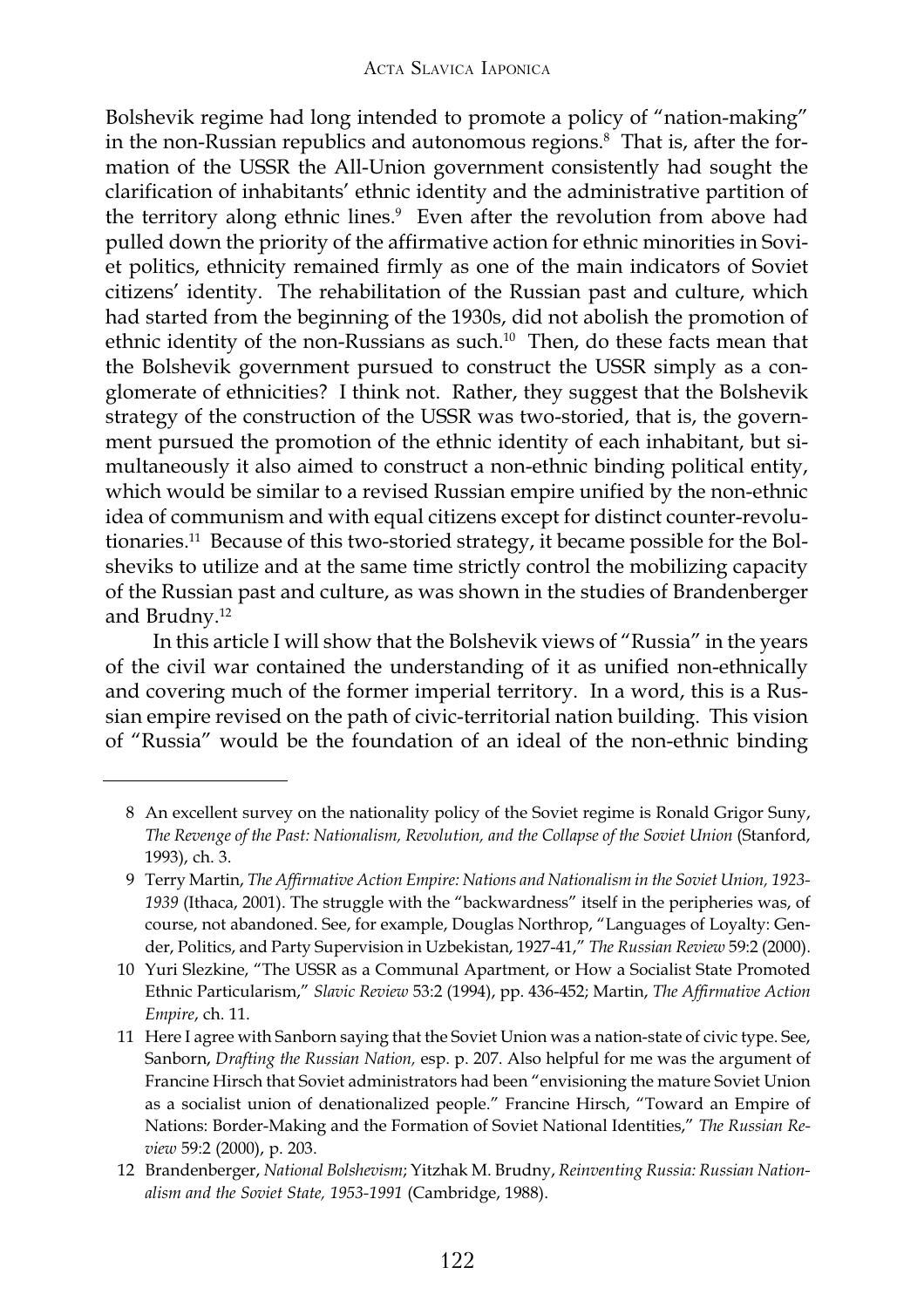Bolshevik regime had long intended to promote a policy of "nation-making" in the non-Russian republics and autonomous regions.[8] That is, after the formation of the USSR the All-Union government consistently had sought the clarification of inhabitants' ethnic identity and the administrative partition of the territory along ethnic lines.[9] Even after the revolution from above had pulled down the priority of the affirmative action for ethnic minorities in Soviet politics, ethnicity remained firmly as one of the main indicators of Soviet citizens' identity. The rehabilitation of the Russian past and culture, which had started from the beginning of the 1930s, did not abolish the promotion of ethnic identity of the non-Russians as such.[10] Then, do these facts mean that the Bolshevik government pursued to construct the USSR simply as a conglomerate of ethnicities? I think not. Rather, they suggest that the Bolshevik strategy of the construction of the USSR was two-storied, that is, the government pursued the promotion of the ethnic identity of each inhabitant, but simultaneously it also aimed to construct a non-ethnic binding political entity, which would be similar to a revised Russian empire unified by the non-ethnic idea of communism and with equal citizens except for distinct counter-revolutionaries.[11] Because of this two-storied strategy, it became possible for the Bolsheviks to utilize and at the same time strictly control the mobilizing capacity of the Russian past and culture, as was shown in the studies of Brandenberger and Brudny.[12]

In this article I will show that the Bolshevik views of "Russia" in the years of the civil war contained the understanding of it as unified non-ethnically and covering much of the former imperial territory. In a word, this is a Russian empire revised on the path of civic-territorial nation building. This vision of "Russia" would be the foundation of an ideal of the non-ethnic binding

---

8 An excellent survey on the nationality policy of the Soviet regime is Ronald Grigor Suny, *The Revenge of the Past: Nationalism, Revolution, and the Collapse of the Soviet Union* (Stanford, 1993), ch. 3.

9 Terry Martin, *The Affirmative Action Empire: Nations and Nationalism in the Soviet Union, 1923-1939* (Ithaca, 2001). The struggle with the "backwardness" itself in the peripheries was, of course, not abandoned. See, for example, Douglas Northrop, "Languages of Loyalty: Gender, Politics, and Party Supervision in Uzbekistan, 1927-41," *The Russian Review* 59:2 (2000).

10 Yuri Slezkine, "The USSR as a Communal Apartment, or How a Socialist State Promoted Ethnic Particularism," *Slavic Review* 53:2 (1994), pp. 436-452; Martin, *The Affirmative Action Empire*, ch. 11.

11 Here I agree with Sanborn saying that the Soviet Union was a nation-state of civic type. See, Sanborn, *Drafting the Russian Nation,* esp. p. 207. Also helpful for me was the argument of Francine Hirsch that Soviet administrators had been "envisioning the mature Soviet Union as a socialist union of denationalized people." Francine Hirsch, "Toward an Empire of Nations: Border-Making and the Formation of Soviet National Identities," *The Russian Review* 59:2 (2000), p. 203.

12 Brandenberger, *National Bolshevism*; Yitzhak M. Brudny, *Reinventing Russia: Russian Nationalism and the Soviet State, 1953-1991* (Cambridge, 1988).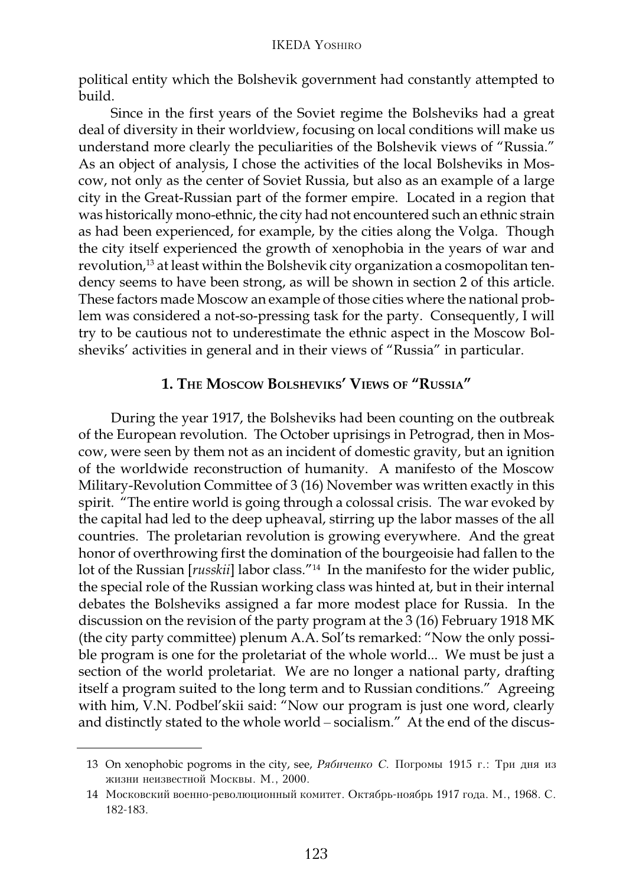political entity which the Bolshevik government had constantly attempted to build.

Since in the first years of the Soviet regime the Bolsheviks had a great deal of diversity in their worldview, focusing on local conditions will make us understand more clearly the peculiarities of the Bolshevik views of "Russia." As an object of analysis, I chose the activities of the local Bolsheviks in Moscow, not only as the center of Soviet Russia, but also as an example of a large city in the Great-Russian part of the former empire. Located in a region that was historically mono-ethnic, the city had not encountered such an ethnic strain as had been experienced, for example, by the cities along the Volga. Though the city itself experienced the growth of xenophobia in the years of war and revolution,[13] at least within the Bolshevik city organization a cosmopolitan tendency seems to have been strong, as will be shown in section 2 of this article. These factors made Moscow an example of those cities where the national problem was considered a not-so-pressing task for the party. Consequently, I will try to be cautious not to underestimate the ethnic aspect in the Moscow Bolsheviks' activities in general and in their views of "Russia" in particular.

## 1. The Moscow Bolsheviks' Views of "Russia"

During the year 1917, the Bolsheviks had been counting on the outbreak of the European revolution. The October uprisings in Petrograd, then in Moscow, were seen by them not as an incident of domestic gravity, but an ignition of the worldwide reconstruction of humanity. A manifesto of the Moscow Military-Revolution Committee of 3 (16) November was written exactly in this spirit. "The entire world is going through a colossal crisis. The war evoked by the capital had led to the deep upheaval, stirring up the labor masses of the all countries. The proletarian revolution is growing everywhere. And the great honor of overthrowing first the domination of the bourgeoisie had fallen to the lot of the Russian [*russkii*] labor class."[14] In the manifesto for the wider public, the special role of the Russian working class was hinted at, but in their internal debates the Bolsheviks assigned a far more modest place for Russia. In the discussion on the revision of the party program at the 3 (16) February 1918 MK (the city party committee) plenum A.A. Sol'ts remarked: "Now the only possible program is one for the proletariat of the whole world... We must be just a section of the world proletariat. We are no longer a national party, drafting itself a program suited to the long term and to Russian conditions." Agreeing with him, V.N. Podbel'skii said: "Now our program is just one word, clearly and distinctly stated to the whole world – socialism." At the end of the discus-

---

13 On xenophobic pogroms in the city, see, *Рябиченко С.* Погромы 1915 г.: Три дня из жизни неизвестной Москвы. М., 2000.

14 Московский военно-революционный комитет. Октябрь-ноябрь 1917 года. М., 1968. С. 182-183.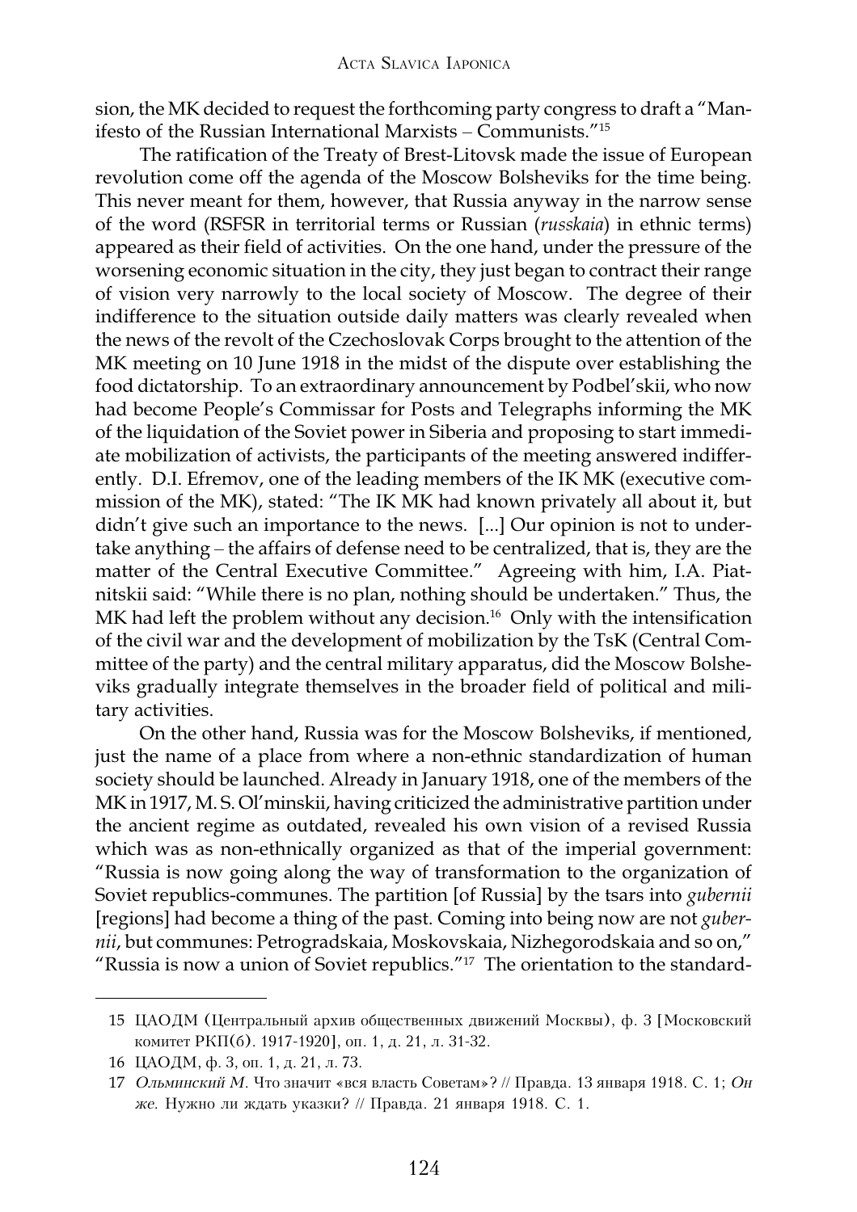sion, the MK decided to request the forthcoming party congress to draft a "Manifesto of the Russian International Marxists – Communists."[15]

The ratification of the Treaty of Brest-Litovsk made the issue of European revolution come off the agenda of the Moscow Bolsheviks for the time being. This never meant for them, however, that Russia anyway in the narrow sense of the word (RSFSR in territorial terms or Russian (*russkaia*) in ethnic terms) appeared as their field of activities. On the one hand, under the pressure of the worsening economic situation in the city, they just began to contract their range of vision very narrowly to the local society of Moscow. The degree of their indifference to the situation outside daily matters was clearly revealed when the news of the revolt of the Czechoslovak Corps brought to the attention of the MK meeting on 10 June 1918 in the midst of the dispute over establishing the food dictatorship. To an extraordinary announcement by Podbel'skii, who now had become People's Commissar for Posts and Telegraphs informing the MK of the liquidation of the Soviet power in Siberia and proposing to start immediate mobilization of activists, the participants of the meeting answered indifferently. D.I. Efremov, one of the leading members of the IK MK (executive commission of the MK), stated: "The IK MK had known privately all about it, but didn't give such an importance to the news. [...] Our opinion is not to undertake anything – the affairs of defense need to be centralized, that is, they are the matter of the Central Executive Committee." Agreeing with him, I.A. Piatnitskii said: "While there is no plan, nothing should be undertaken." Thus, the MK had left the problem without any decision.[16] Only with the intensification of the civil war and the development of mobilization by the TsK (Central Committee of the party) and the central military apparatus, did the Moscow Bolsheviks gradually integrate themselves in the broader field of political and military activities.

On the other hand, Russia was for the Moscow Bolsheviks, if mentioned, just the name of a place from where a non-ethnic standardization of human society should be launched. Already in January 1918, one of the members of the MK in 1917, M. S. Ol'minskii, having criticized the administrative partition under the ancient regime as outdated, revealed his own vision of a revised Russia which was as non-ethnically organized as that of the imperial government: "Russia is now going along the way of transformation to the organization of Soviet republics-communes. The partition [of Russia] by the tsars into *gubernii* [regions] had become a thing of the past. Coming into being now are not *gubernii*, but communes: Petrogradskaia, Moskovskaia, Nizhegorodskaia and so on," "Russia is now a union of Soviet republics."[17] The orientation to the standard-

---

15 ЦАОДМ (Центральный архив общественных движений Москвы), ф. 3 [Московский комитет РКП(б). 1917-1920], оп. 1, д. 21, л. 31-32.

16 ЦАОДМ, ф. 3, оп. 1, д. 21, л. 73.

17 *Ольминский М.* Что значит «вся власть Советам»? // Правда. 13 января 1918. С. 1; *Он же.* Нужно ли ждать указки? // Правда. 21 января 1918. С. 1.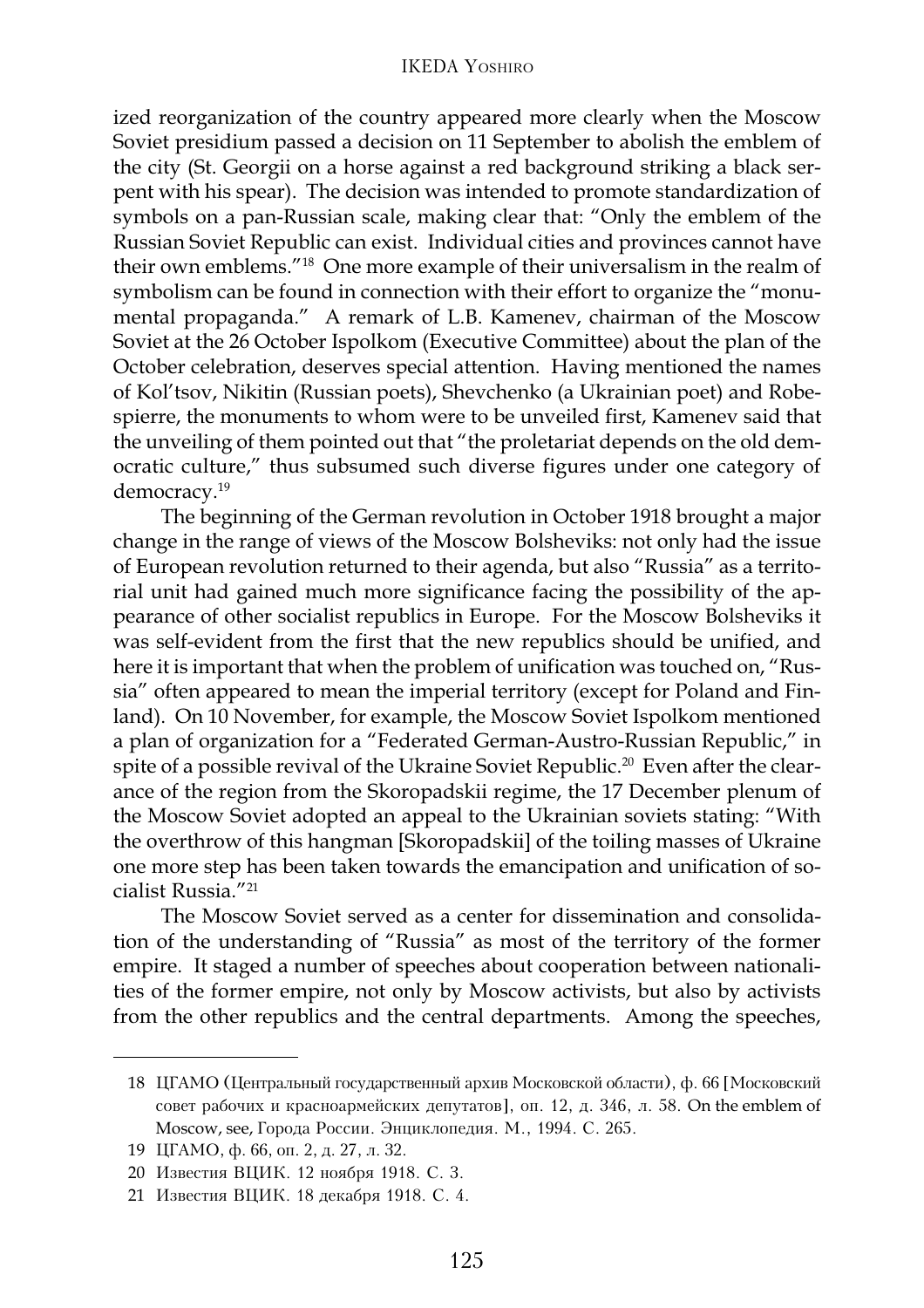ized reorganization of the country appeared more clearly when the Moscow Soviet presidium passed a decision on 11 September to abolish the emblem of the city (St. Georgii on a horse against a red background striking a black serpent with his spear). The decision was intended to promote standardization of symbols on a pan-Russian scale, making clear that: "Only the emblem of the Russian Soviet Republic can exist. Individual cities and provinces cannot have their own emblems."[18] One more example of their universalism in the realm of symbolism can be found in connection with their effort to organize the "monumental propaganda." A remark of L.B. Kamenev, chairman of the Moscow Soviet at the 26 October Ispolkom (Executive Committee) about the plan of the October celebration, deserves special attention. Having mentioned the names of Kol'tsov, Nikitin (Russian poets), Shevchenko (a Ukrainian poet) and Robespierre, the monuments to whom were to be unveiled first, Kamenev said that the unveiling of them pointed out that "the proletariat depends on the old democratic culture," thus subsumed such diverse figures under one category of democracy.[19]

The beginning of the German revolution in October 1918 brought a major change in the range of views of the Moscow Bolsheviks: not only had the issue of European revolution returned to their agenda, but also "Russia" as a territorial unit had gained much more significance facing the possibility of the appearance of other socialist republics in Europe. For the Moscow Bolsheviks it was self-evident from the first that the new republics should be unified, and here it is important that when the problem of unification was touched on, "Russia" often appeared to mean the imperial territory (except for Poland and Finland). On 10 November, for example, the Moscow Soviet Ispolkom mentioned a plan of organization for a "Federated German-Austro-Russian Republic," in spite of a possible revival of the Ukraine Soviet Republic.[20] Even after the clearance of the region from the Skoropadskii regime, the 17 December plenum of the Moscow Soviet adopted an appeal to the Ukrainian soviets stating: "With the overthrow of this hangman [Skoropadskii] of the toiling masses of Ukraine one more step has been taken towards the emancipation and unification of socialist Russia."[21]

The Moscow Soviet served as a center for dissemination and consolidation of the understanding of "Russia" as most of the territory of the former empire. It staged a number of speeches about cooperation between nationalities of the former empire, not only by Moscow activists, but also by activists from the other republics and the central departments. Among the speeches,

---

18 ЦГАМО (Центральный государственный архив Московской области), ф. 66 [Московский совет рабочих и красноармейских депутатов], оп. 12, д. 346, л. 58. On the emblem of Moscow, see, Города России. Энциклопедия. М., 1994. С. 265.

19 ЦГАМО, ф. 66, оп. 2, д. 27, л. 32.

20 Известия ВЦИК. 12 ноября 1918. С. 3.

21 Известия ВЦИК. 18 декабря 1918. С. 4.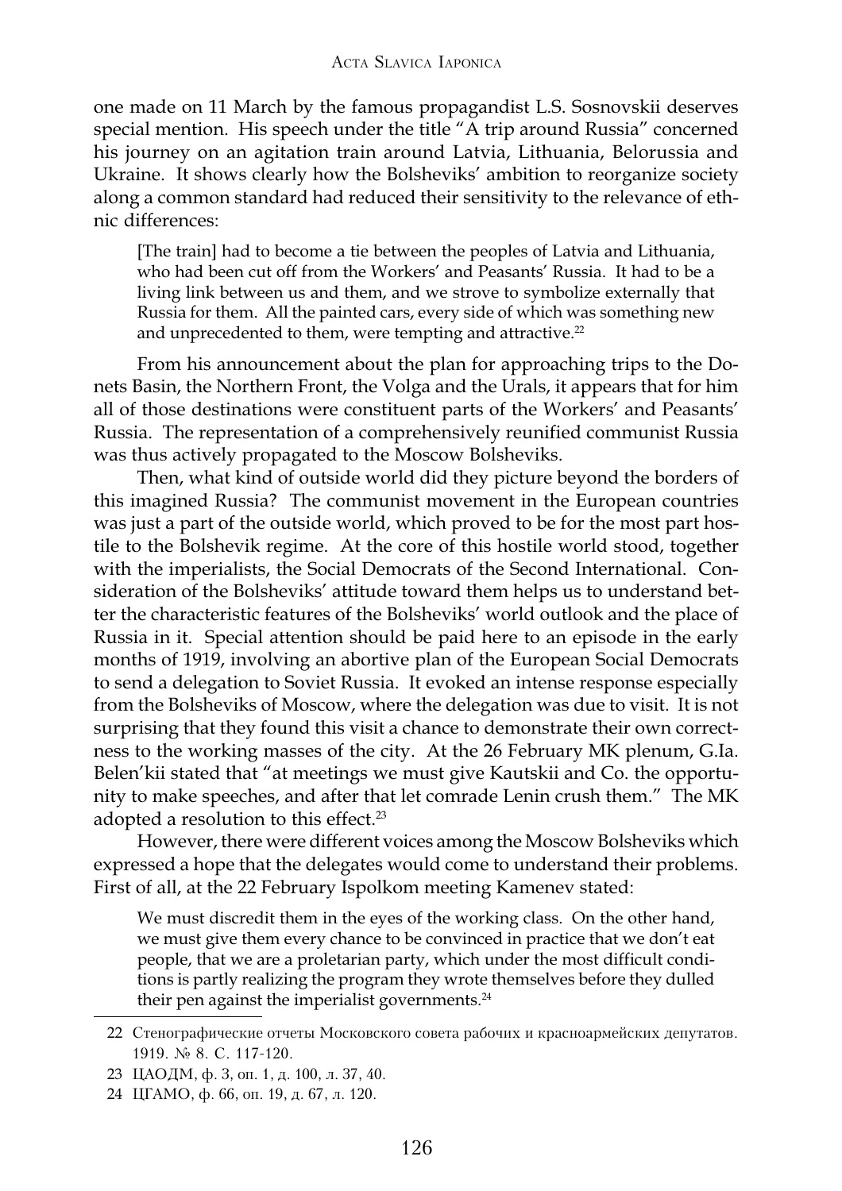one made on 11 March by the famous propagandist L.S. Sosnovskii deserves special mention. His speech under the title "A trip around Russia" concerned his journey on an agitation train around Latvia, Lithuania, Belorussia and Ukraine. It shows clearly how the Bolsheviks' ambition to reorganize society along a common standard had reduced their sensitivity to the relevance of ethnic differences:

> [The train] had to become a tie between the peoples of Latvia and Lithuania, who had been cut off from the Workers' and Peasants' Russia. It had to be a living link between us and them, and we strove to symbolize externally that Russia for them. All the painted cars, every side of which was something new and unprecedented to them, were tempting and attractive.[22]

From his announcement about the plan for approaching trips to the Donets Basin, the Northern Front, the Volga and the Urals, it appears that for him all of those destinations were constituent parts of the Workers' and Peasants' Russia. The representation of a comprehensively reunified communist Russia was thus actively propagated to the Moscow Bolsheviks.

Then, what kind of outside world did they picture beyond the borders of this imagined Russia? The communist movement in the European countries was just a part of the outside world, which proved to be for the most part hostile to the Bolshevik regime. At the core of this hostile world stood, together with the imperialists, the Social Democrats of the Second International. Consideration of the Bolsheviks' attitude toward them helps us to understand better the characteristic features of the Bolsheviks' world outlook and the place of Russia in it. Special attention should be paid here to an episode in the early months of 1919, involving an abortive plan of the European Social Democrats to send a delegation to Soviet Russia. It evoked an intense response especially from the Bolsheviks of Moscow, where the delegation was due to visit. It is not surprising that they found this visit a chance to demonstrate their own correctness to the working masses of the city. At the 26 February MK plenum, G.Ia. Belen'kii stated that "at meetings we must give Kautskii and Co. the opportunity to make speeches, and after that let comrade Lenin crush them." The MK adopted a resolution to this effect.[23]

However, there were different voices among the Moscow Bolsheviks which expressed a hope that the delegates would come to understand their problems. First of all, at the 22 February Ispolkom meeting Kamenev stated:

> We must discredit them in the eyes of the working class. On the other hand, we must give them every chance to be convinced in practice that we don't eat people, that we are a proletarian party, which under the most difficult conditions is partly realizing the program they wrote themselves before they dulled their pen against the imperialist governments.[24]

---

22 Стенографические отчеты Московского совета рабочих и красноармейских депутатов. 1919. № 8. С. 117-120.

23 ЦАОДМ, ф. 3, оп. 1, д. 100, л. 37, 40.

24 ЦГАМО, ф. 66, оп. 19, д. 67, л. 120.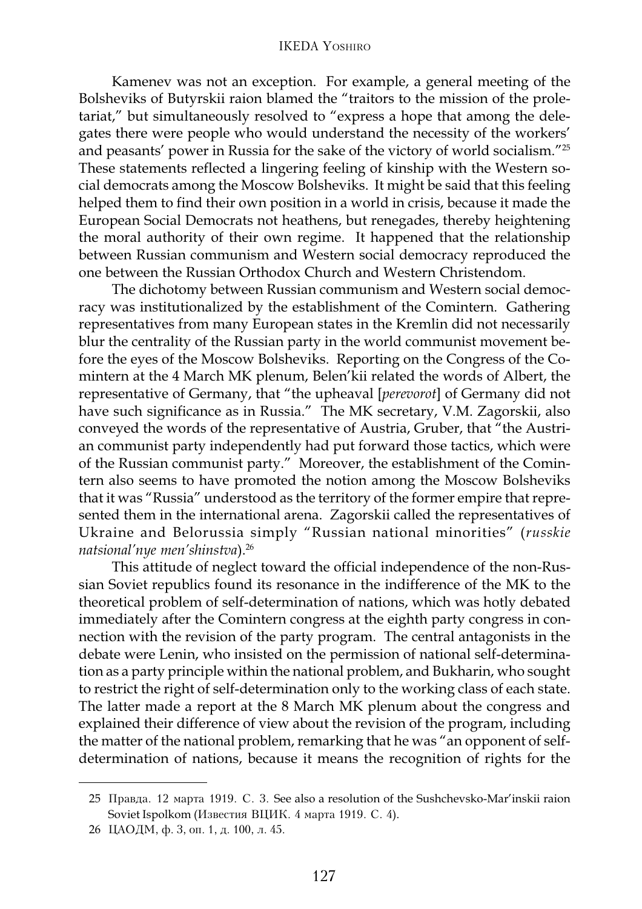Kamenev was not an exception. For example, a general meeting of the Bolsheviks of Butyrskii raion blamed the "traitors to the mission of the proletariat," but simultaneously resolved to "express a hope that among the delegates there were people who would understand the necessity of the workers' and peasants' power in Russia for the sake of the victory of world socialism."[25] These statements reflected a lingering feeling of kinship with the Western social democrats among the Moscow Bolsheviks. It might be said that this feeling helped them to find their own position in a world in crisis, because it made the European Social Democrats not heathens, but renegades, thereby heightening the moral authority of their own regime. It happened that the relationship between Russian communism and Western social democracy reproduced the one between the Russian Orthodox Church and Western Christendom.

The dichotomy between Russian communism and Western social democracy was institutionalized by the establishment of the Comintern. Gathering representatives from many European states in the Kremlin did not necessarily blur the centrality of the Russian party in the world communist movement before the eyes of the Moscow Bolsheviks. Reporting on the Congress of the Comintern at the 4 March MK plenum, Belen'kii related the words of Albert, the representative of Germany, that "the upheaval [*perevorot*] of Germany did not have such significance as in Russia." The MK secretary, V.M. Zagorskii, also conveyed the words of the representative of Austria, Gruber, that "the Austrian communist party independently had put forward those tactics, which were of the Russian communist party." Moreover, the establishment of the Comintern also seems to have promoted the notion among the Moscow Bolsheviks that it was "Russia" understood as the territory of the former empire that represented them in the international arena. Zagorskii called the representatives of Ukraine and Belorussia simply "Russian national minorities" (*russkie natsional'nye men'shinstva*).[26]

This attitude of neglect toward the official independence of the non-Russian Soviet republics found its resonance in the indifference of the MK to the theoretical problem of self-determination of nations, which was hotly debated immediately after the Comintern congress at the eighth party congress in connection with the revision of the party program. The central antagonists in the debate were Lenin, who insisted on the permission of national self-determination as a party principle within the national problem, and Bukharin, who sought to restrict the right of self-determination only to the working class of each state. The latter made a report at the 8 March MK plenum about the congress and explained their difference of view about the revision of the program, including the matter of the national problem, remarking that he was "an opponent of self-determination of nations, because it means the recognition of rights for the

---

25 Правда. 12 марта 1919. С. 3. See also a resolution of the Sushchevsko-Mar'inskii raion Soviet Ispolkom (Известия ВЦИК. 4 марта 1919. С. 4).

26 ЦАОДМ, ф. 3, оп. 1, д. 100, л. 45.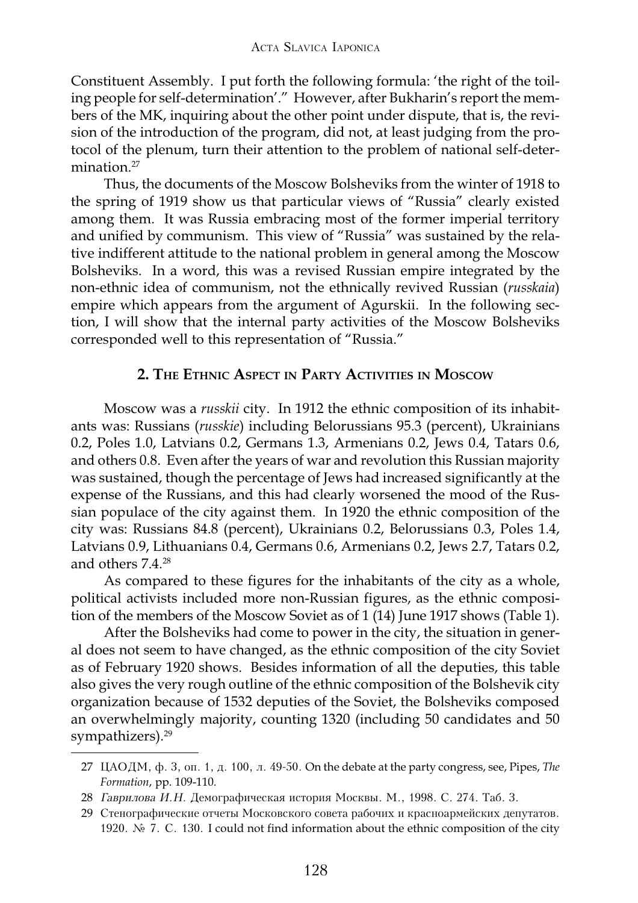Constituent Assembly. I put forth the following formula: 'the right of the toiling people for self-determination'." However, after Bukharin's report the members of the MK, inquiring about the other point under dispute, that is, the revision of the introduction of the program, did not, at least judging from the protocol of the plenum, turn their attention to the problem of national self-determination.[27]

Thus, the documents of the Moscow Bolsheviks from the winter of 1918 to the spring of 1919 show us that particular views of "Russia" clearly existed among them. It was Russia embracing most of the former imperial territory and unified by communism. This view of "Russia" was sustained by the relative indifferent attitude to the national problem in general among the Moscow Bolsheviks. In a word, this was a revised Russian empire integrated by the non-ethnic idea of communism, not the ethnically revived Russian (*russkaia*) empire which appears from the argument of Agurskii. In the following section, I will show that the internal party activities of the Moscow Bolsheviks corresponded well to this representation of "Russia."

## 2. The Ethnic Aspect in Party Activities in Moscow

Moscow was a *russkii* city. In 1912 the ethnic composition of its inhabitants was: Russians (*russkie*) including Belorussians 95.3 (percent), Ukrainians 0.2, Poles 1.0, Latvians 0.2, Germans 1.3, Armenians 0.2, Jews 0.4, Tatars 0.6, and others 0.8. Even after the years of war and revolution this Russian majority was sustained, though the percentage of Jews had increased significantly at the expense of the Russians, and this had clearly worsened the mood of the Russian populace of the city against them. In 1920 the ethnic composition of the city was: Russians 84.8 (percent), Ukrainians 0.2, Belorussians 0.3, Poles 1.4, Latvians 0.9, Lithuanians 0.4, Germans 0.6, Armenians 0.2, Jews 2.7, Tatars 0.2, and others 7.4.[28]

As compared to these figures for the inhabitants of the city as a whole, political activists included more non-Russian figures, as the ethnic composition of the members of the Moscow Soviet as of 1 (14) June 1917 shows (Table 1).

After the Bolsheviks had come to power in the city, the situation in general does not seem to have changed, as the ethnic composition of the city Soviet as of February 1920 shows. Besides information of all the deputies, this table also gives the very rough outline of the ethnic composition of the Bolshevik city organization because of 1532 deputies of the Soviet, the Bolsheviks composed an overwhelmingly majority, counting 1320 (including 50 candidates and 50 sympathizers).[29]

---

27 ЦАОДМ, ф. 3, оп. 1, д. 100, л. 49-50. On the debate at the party congress, see, Pipes, *The Formation*, pp. 109-110.

28 *Гаврилова И.Н.* Демографическая история Москвы. М., 1998. С. 274. Таб. 3.

29 Стенографические отчеты Московского совета рабочих и красноармейских депутатов. 1920. № 7. С. 130. I could not find information about the ethnic composition of the city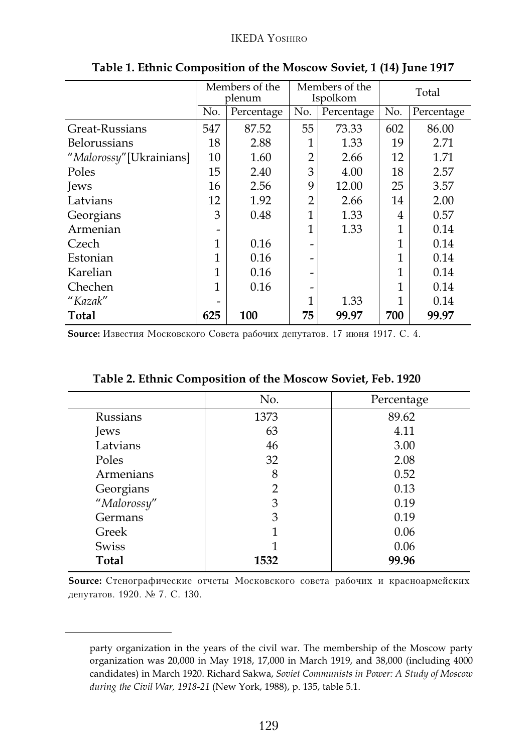**Table 1. Ethnic Composition of the Moscow Soviet, 1 (14) June 1917**

| | Members of the plenum | | Members of the Ispolkom | | Total | |
|---|---|---|---|---|---|---|
| | No. | Percentage | No. | Percentage | No. | Percentage |
| Great-Russians | 547 | 87.52 | 55 | 73.33 | 602 | 86.00 |
| Belorussians | 18 | 2.88 | 1 | 1.33 | 19 | 2.71 |
| "*Malorossy*"[Ukrainians] | 10 | 1.60 | 2 | 2.66 | 12 | 1.71 |
| Poles | 15 | 2.40 | 3 | 4.00 | 18 | 2.57 |
| Jews | 16 | 2.56 | 9 | 12.00 | 25 | 3.57 |
| Latvians | 12 | 1.92 | 2 | 2.66 | 14 | 2.00 |
| Georgians | 3 | 0.48 | 1 | 1.33 | 4 | 0.57 |
| Armenian | - | | 1 | 1.33 | 1 | 0.14 |
| Czech | 1 | 0.16 | - | | 1 | 0.14 |
| Estonian | 1 | 0.16 | - | | 1 | 0.14 |
| Karelian | 1 | 0.16 | - | | 1 | 0.14 |
| Chechen | 1 | 0.16 | - | | 1 | 0.14 |
| "*Kazak*" | - | | 1 | 1.33 | 1 | 0.14 |
| **Total** | **625** | **100** | **75** | **99.97** | **700** | **99.97** |

**Source:** Известия Московского Совета рабочих депутатов. 17 июня 1917. С. 4.

**Table 2. Ethnic Composition of the Moscow Soviet, Feb. 1920**

| | No. | Percentage |
|---|---|---|
| Russians | 1373 | 89.62 |
| Jews | 63 | 4.11 |
| Latvians | 46 | 3.00 |
| Poles | 32 | 2.08 |
| Armenians | 8 | 0.52 |
| Georgians | 2 | 0.13 |
| "*Malorossy*" | 3 | 0.19 |
| Germans | 3 | 0.19 |
| Greek | 1 | 0.06 |
| Swiss | 1 | 0.06 |
| **Total** | **1532** | **99.96** |

**Source:** Стенографические отчеты Московского совета рабочих и красноармейских депутатов. 1920. № 7. С. 130.

---

party organization in the years of the civil war. The membership of the Moscow party organization was 20,000 in May 1918, 17,000 in March 1919, and 38,000 (including 4000 candidates) in March 1920. Richard Sakwa, *Soviet Communists in Power: A Study of Moscow during the Civil War, 1918-21* (New York, 1988), p. 135, table 5.1.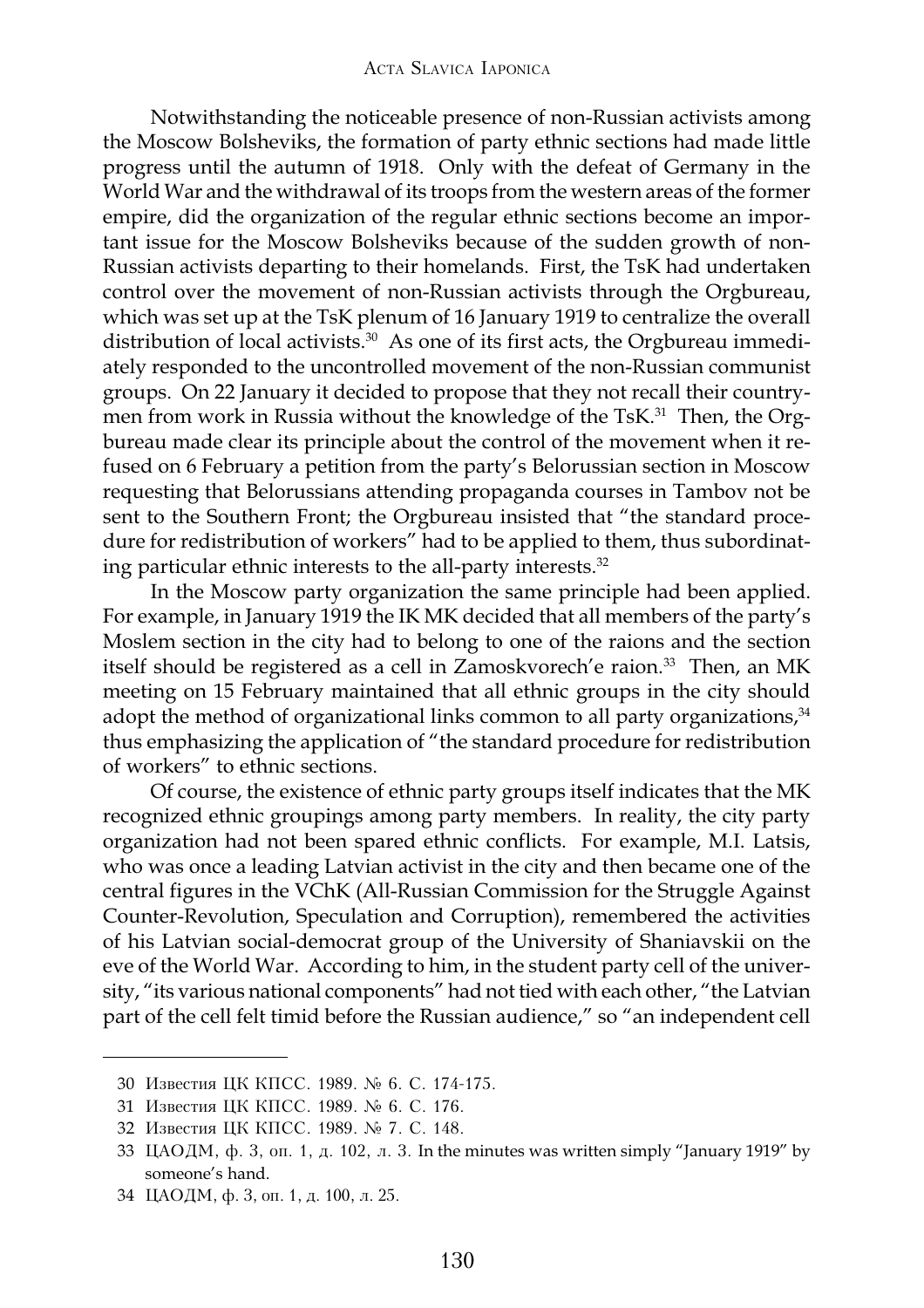Notwithstanding the noticeable presence of non-Russian activists among the Moscow Bolsheviks, the formation of party ethnic sections had made little progress until the autumn of 1918. Only with the defeat of Germany in the World War and the withdrawal of its troops from the western areas of the former empire, did the organization of the regular ethnic sections become an important issue for the Moscow Bolsheviks because of the sudden growth of non-Russian activists departing to their homelands. First, the TsK had undertaken control over the movement of non-Russian activists through the Orgbureau, which was set up at the TsK plenum of 16 January 1919 to centralize the overall distribution of local activists.[30] As one of its first acts, the Orgbureau immediately responded to the uncontrolled movement of the non-Russian communist groups. On 22 January it decided to propose that they not recall their countrymen from work in Russia without the knowledge of the TsK.[31] Then, the Orgbureau made clear its principle about the control of the movement when it refused on 6 February a petition from the party's Belorussian section in Moscow requesting that Belorussians attending propaganda courses in Tambov not be sent to the Southern Front; the Orgbureau insisted that "the standard procedure for redistribution of workers" had to be applied to them, thus subordinating particular ethnic interests to the all-party interests.[32]

In the Moscow party organization the same principle had been applied. For example, in January 1919 the IK MK decided that all members of the party's Moslem section in the city had to belong to one of the raions and the section itself should be registered as a cell in Zamoskvorech'e raion.[33] Then, an MK meeting on 15 February maintained that all ethnic groups in the city should adopt the method of organizational links common to all party organizations,[34] thus emphasizing the application of "the standard procedure for redistribution of workers" to ethnic sections.

Of course, the existence of ethnic party groups itself indicates that the MK recognized ethnic groupings among party members. In reality, the city party organization had not been spared ethnic conflicts. For example, M.I. Latsis, who was once a leading Latvian activist in the city and then became one of the central figures in the VChK (All-Russian Commission for the Struggle Against Counter-Revolution, Speculation and Corruption), remembered the activities of his Latvian social-democrat group of the University of Shaniavskii on the eve of the World War. According to him, in the student party cell of the university, "its various national components" had not tied with each other, "the Latvian part of the cell felt timid before the Russian audience," so "an independent cell

---

30 Известия ЦК КПСС. 1989. № 6. С. 174-175.

31 Известия ЦК КПСС. 1989. № 6. С. 176.

32 Известия ЦК КПСС. 1989. № 7. С. 148.

33 ЦАОДМ, ф. 3, оп. 1, д. 102, л. 3. In the minutes was written simply "January 1919" by someone's hand.

34 ЦАОДМ, ф. 3, оп. 1, д. 100, л. 25.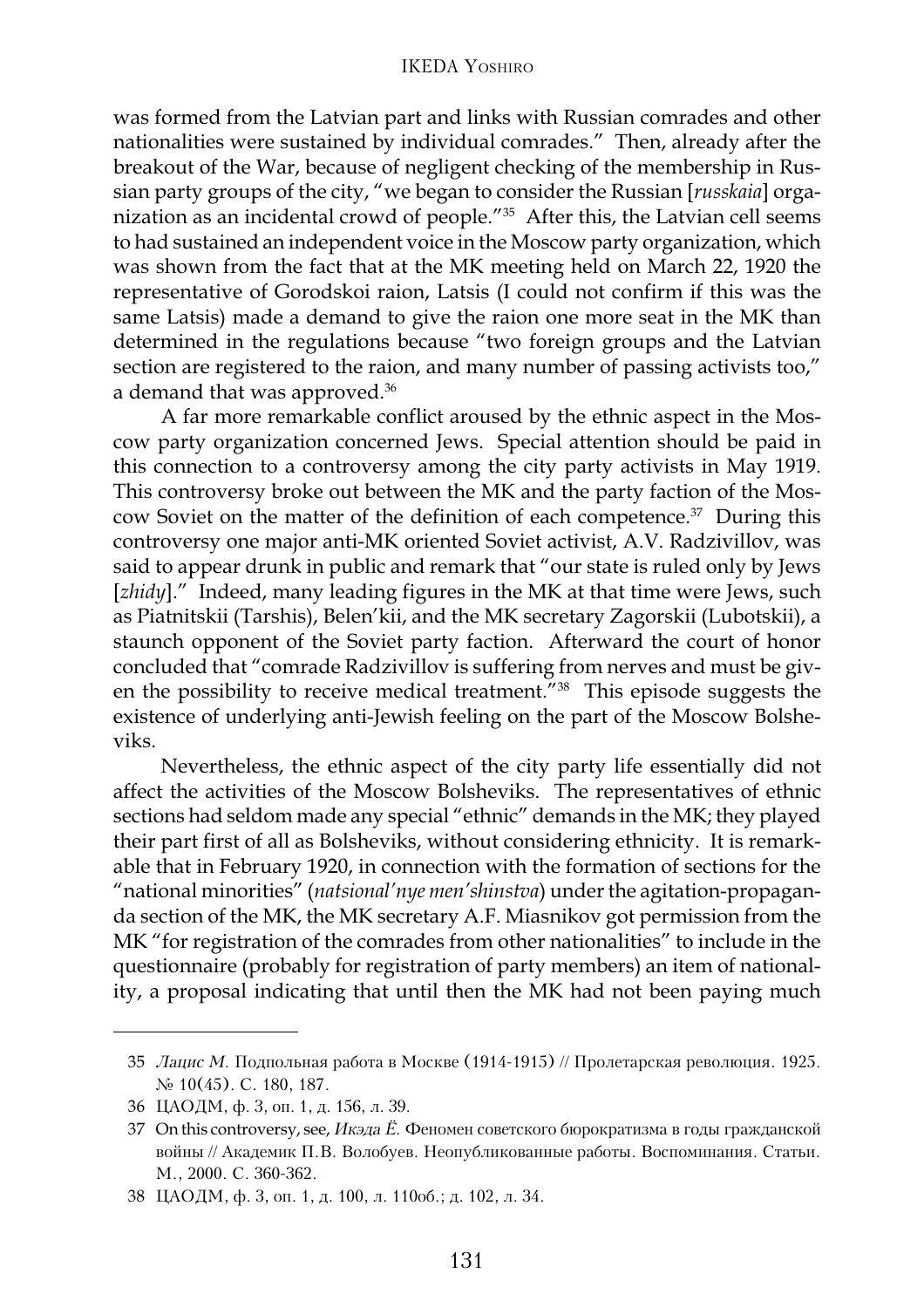was formed from the Latvian part and links with Russian comrades and other nationalities were sustained by individual comrades." Then, already after the breakout of the War, because of negligent checking of the membership in Russian party groups of the city, "we began to consider the Russian [*russkaia*] organization as an incidental crowd of people."[35] After this, the Latvian cell seems to had sustained an independent voice in the Moscow party organization, which was shown from the fact that at the MK meeting held on March 22, 1920 the representative of Gorodskoi raion, Latsis (I could not confirm if this was the same Latsis) made a demand to give the raion one more seat in the MK than determined in the regulations because "two foreign groups and the Latvian section are registered to the raion, and many number of passing activists too," a demand that was approved.[36]

A far more remarkable conflict aroused by the ethnic aspect in the Moscow party organization concerned Jews. Special attention should be paid in this connection to a controversy among the city party activists in May 1919. This controversy broke out between the MK and the party faction of the Moscow Soviet on the matter of the definition of each competence.[37] During this controversy one major anti-MK oriented Soviet activist, A.V. Radzivillov, was said to appear drunk in public and remark that "our state is ruled only by Jews [*zhidy*]." Indeed, many leading figures in the MK at that time were Jews, such as Piatnitskii (Tarshis), Belen'kii, and the MK secretary Zagorskii (Lubotskii), a staunch opponent of the Soviet party faction. Afterward the court of honor concluded that "comrade Radzivillov is suffering from nerves and must be given the possibility to receive medical treatment."[38] This episode suggests the existence of underlying anti-Jewish feeling on the part of the Moscow Bolsheviks.

Nevertheless, the ethnic aspect of the city party life essentially did not affect the activities of the Moscow Bolsheviks. The representatives of ethnic sections had seldom made any special "ethnic" demands in the MK; they played their part first of all as Bolsheviks, without considering ethnicity. It is remarkable that in February 1920, in connection with the formation of sections for the "national minorities" (*natsional'nye men'shinstva*) under the agitation-propaganda section of the MK, the MK secretary A.F. Miasnikov got permission from the MK "for registration of the comrades from other nationalities" to include in the questionnaire (probably for registration of party members) an item of nationality, a proposal indicating that until then the MK had not been paying much

---

35 *Лацис М.* Подпольная работа в Москве (1914-1915) // Пролетарская революция. 1925. № 10(45). С. 180, 187.

36 ЦАОДМ, ф. 3, оп. 1, д. 156, л. 39.

37 On this controversy, see, *Икэда Ё.* Феномен советского бюрократизма в годы гражданской войны // Академик П.В. Волобуев. Неопубликованные работы. Воспоминания. Статьи. М., 2000. С. 360-362.

38 ЦАОДМ, ф. 3, оп. 1, д. 100, л. 110об.; д. 102, л. 34.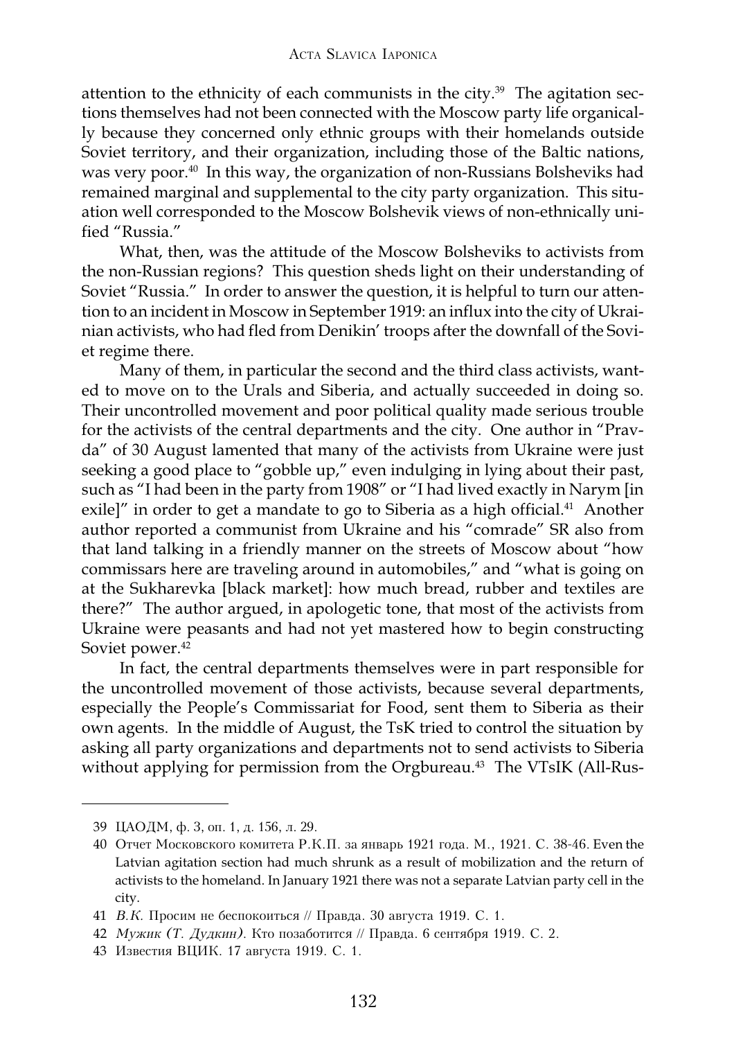attention to the ethnicity of each communists in the city.[39] The agitation sections themselves had not been connected with the Moscow party life organically because they concerned only ethnic groups with their homelands outside Soviet territory, and their organization, including those of the Baltic nations, was very poor.[40] In this way, the organization of non-Russians Bolsheviks had remained marginal and supplemental to the city party organization. This situation well corresponded to the Moscow Bolshevik views of non-ethnically unified "Russia."

What, then, was the attitude of the Moscow Bolsheviks to activists from the non-Russian regions? This question sheds light on their understanding of Soviet "Russia." In order to answer the question, it is helpful to turn our attention to an incident in Moscow in September 1919: an influx into the city of Ukrainian activists, who had fled from Denikin' troops after the downfall of the Soviet regime there.

Many of them, in particular the second and the third class activists, wanted to move on to the Urals and Siberia, and actually succeeded in doing so. Their uncontrolled movement and poor political quality made serious trouble for the activists of the central departments and the city. One author in "Pravda" of 30 August lamented that many of the activists from Ukraine were just seeking a good place to "gobble up," even indulging in lying about their past, such as "I had been in the party from 1908" or "I had lived exactly in Narym [in exile]" in order to get a mandate to go to Siberia as a high official.[41] Another author reported a communist from Ukraine and his "comrade" SR also from that land talking in a friendly manner on the streets of Moscow about "how commissars here are traveling around in automobiles," and "what is going on at the Sukharevka [black market]: how much bread, rubber and textiles are there?" The author argued, in apologetic tone, that most of the activists from Ukraine were peasants and had not yet mastered how to begin constructing Soviet power.[42]

In fact, the central departments themselves were in part responsible for the uncontrolled movement of those activists, because several departments, especially the People's Commissariat for Food, sent them to Siberia as their own agents. In the middle of August, the TsK tried to control the situation by asking all party organizations and departments not to send activists to Siberia without applying for permission from the Orgbureau.[43] The VTsIK (All-Rus-

---

39 ЦАОДМ, ф. 3, оп. 1, д. 156, л. 29.

40 Отчет Московского комитета Р.К.П. за январь 1921 года. М., 1921. С. 38-46. Even the Latvian agitation section had much shrunk as a result of mobilization and the return of activists to the homeland. In January 1921 there was not a separate Latvian party cell in the city.

41 *В.К.* Просим не беспокоиться // Правда. 30 августа 1919. С. 1.

42 *Мужик (Т. Дудкин).* Кто позаботится // Правда. 6 сентября 1919. С. 2.

43 Известия ВЦИК. 17 августа 1919. С. 1.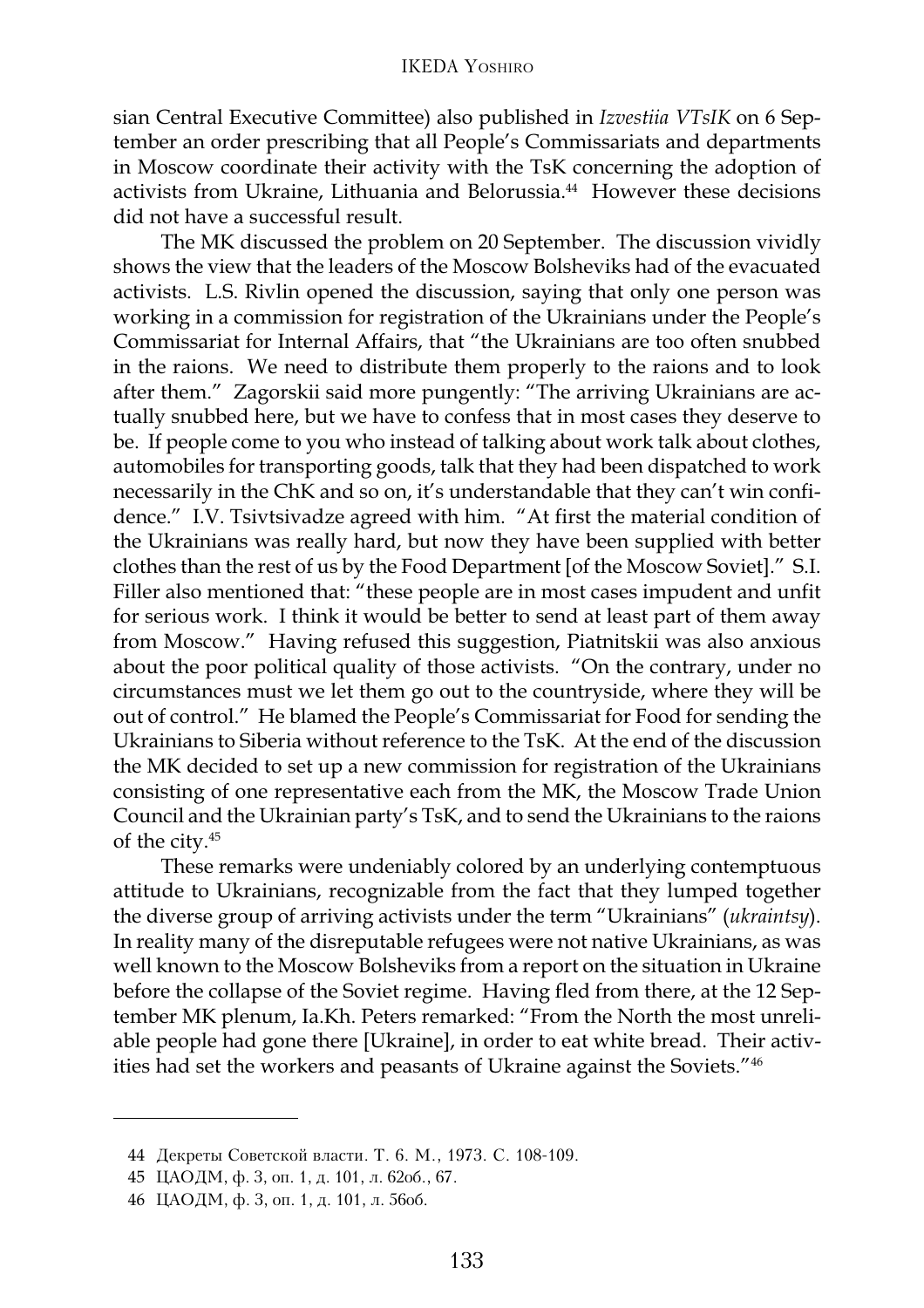sian Central Executive Committee) also published in *Izvestiia VTsIK* on 6 September an order prescribing that all People's Commissariats and departments in Moscow coordinate their activity with the TsK concerning the adoption of activists from Ukraine, Lithuania and Belorussia.[44] However these decisions did not have a successful result.

The MK discussed the problem on 20 September. The discussion vividly shows the view that the leaders of the Moscow Bolsheviks had of the evacuated activists. L.S. Rivlin opened the discussion, saying that only one person was working in a commission for registration of the Ukrainians under the People's Commissariat for Internal Affairs, that "the Ukrainians are too often snubbed in the raions. We need to distribute them properly to the raions and to look after them." Zagorskii said more pungently: "The arriving Ukrainians are actually snubbed here, but we have to confess that in most cases they deserve to be. If people come to you who instead of talking about work talk about clothes, automobiles for transporting goods, talk that they had been dispatched to work necessarily in the ChK and so on, it's understandable that they can't win confidence." I.V. Tsivtsivadze agreed with him. "At first the material condition of the Ukrainians was really hard, but now they have been supplied with better clothes than the rest of us by the Food Department [of the Moscow Soviet]." S.I. Filler also mentioned that: "these people are in most cases impudent and unfit for serious work. I think it would be better to send at least part of them away from Moscow." Having refused this suggestion, Piatnitskii was also anxious about the poor political quality of those activists. "On the contrary, under no circumstances must we let them go out to the countryside, where they will be out of control." He blamed the People's Commissariat for Food for sending the Ukrainians to Siberia without reference to the TsK. At the end of the discussion the MK decided to set up a new commission for registration of the Ukrainians consisting of one representative each from the MK, the Moscow Trade Union Council and the Ukrainian party's TsK, and to send the Ukrainians to the raions of the city.[45]

These remarks were undeniably colored by an underlying contemptuous attitude to Ukrainians, recognizable from the fact that they lumped together the diverse group of arriving activists under the term "Ukrainians" (*ukraintsy*). In reality many of the disreputable refugees were not native Ukrainians, as was well known to the Moscow Bolsheviks from a report on the situation in Ukraine before the collapse of the Soviet regime. Having fled from there, at the 12 September MK plenum, Ia.Kh. Peters remarked: "From the North the most unreliable people had gone there [Ukraine], in order to eat white bread. Their activities had set the workers and peasants of Ukraine against the Soviets."[46]

---

44 Декреты Советской власти. Т. 6. М., 1973. С. 108-109.

45 ЦАОДМ, ф. 3, оп. 1, д. 101, л. 62об., 67.

46 ЦАОДМ, ф. 3, оп. 1, д. 101, л. 56об.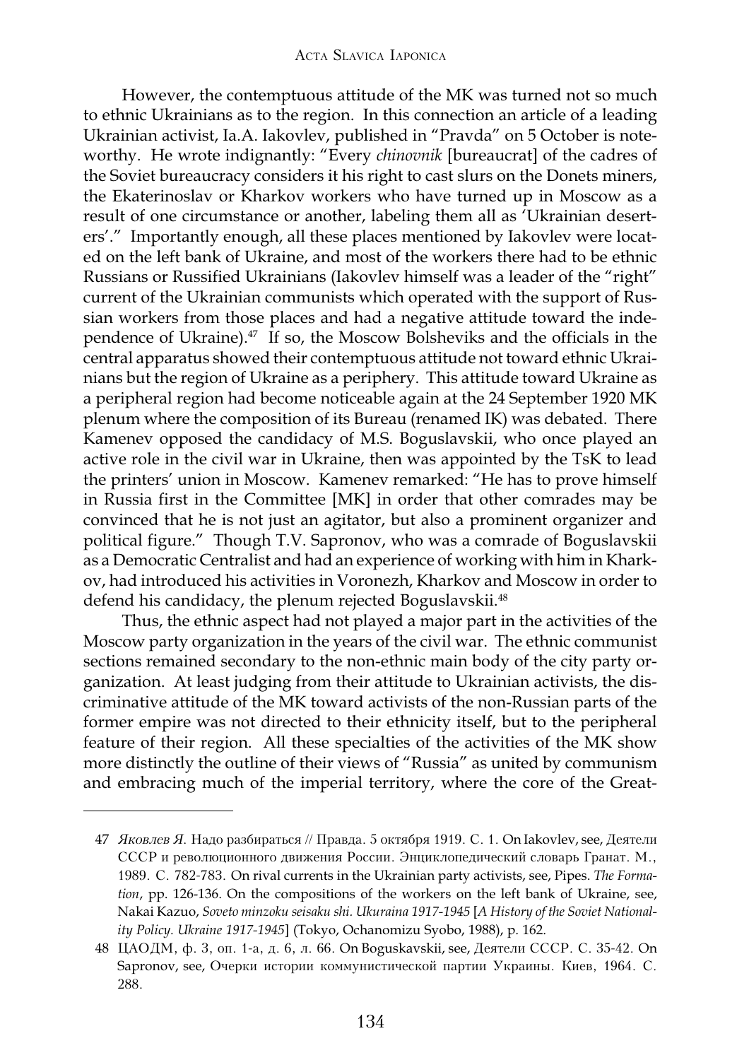However, the contemptuous attitude of the MK was turned not so much to ethnic Ukrainians as to the region. In this connection an article of a leading Ukrainian activist, Ia.A. Iakovlev, published in "Pravda" on 5 October is noteworthy. He wrote indignantly: "Every *chinovnik* [bureaucrat] of the cadres of the Soviet bureaucracy considers it his right to cast slurs on the Donets miners, the Ekaterinoslav or Kharkov workers who have turned up in Moscow as a result of one circumstance or another, labeling them all as 'Ukrainian deserters'." Importantly enough, all these places mentioned by Iakovlev were located on the left bank of Ukraine, and most of the workers there had to be ethnic Russians or Russified Ukrainians (Iakovlev himself was a leader of the "right" current of the Ukrainian communists which operated with the support of Russian workers from those places and had a negative attitude toward the independence of Ukraine).[47] If so, the Moscow Bolsheviks and the officials in the central apparatus showed their contemptuous attitude not toward ethnic Ukrainians but the region of Ukraine as a periphery. This attitude toward Ukraine as a peripheral region had become noticeable again at the 24 September 1920 MK plenum where the composition of its Bureau (renamed IK) was debated. There Kamenev opposed the candidacy of M.S. Boguslavskii, who once played an active role in the civil war in Ukraine, then was appointed by the TsK to lead the printers' union in Moscow. Kamenev remarked: "He has to prove himself in Russia first in the Committee [MK] in order that other comrades may be convinced that he is not just an agitator, but also a prominent organizer and political figure." Though T.V. Sapronov, who was a comrade of Boguslavskii as a Democratic Centralist and had an experience of working with him in Kharkov, had introduced his activities in Voronezh, Kharkov and Moscow in order to defend his candidacy, the plenum rejected Boguslavskii.[48]

Thus, the ethnic aspect had not played a major part in the activities of the Moscow party organization in the years of the civil war. The ethnic communist sections remained secondary to the non-ethnic main body of the city party organization. At least judging from their attitude to Ukrainian activists, the discriminative attitude of the MK toward activists of the non-Russian parts of the former empire was not directed to their ethnicity itself, but to the peripheral feature of their region. All these specialties of the activities of the MK show more distinctly the outline of their views of "Russia" as united by communism and embracing much of the imperial territory, where the core of the Great-

---

47 *Яковлев Я.* Надо разбираться // Правда. 5 октября 1919. С. 1. On Iakovlev, see, Деятели СССР и революционного движения России. Энциклопедический словарь Гранат. М., 1989. С. 782-783. On rival currents in the Ukrainian party activists, see, Pipes. *The Formation*, pp. 126-136. On the compositions of the workers on the left bank of Ukraine, see, Nakai Kazuo, *Soveto minzoku seisaku shi. Ukuraina 1917-1945* [*A History of the Soviet Nationality Policy. Ukraine 1917-1945*] (Tokyo, Ochanomizu Syobo, 1988), p. 162.

48 ЦАОДМ, ф. 3, оп. 1-а, д. 6, л. 66. On Boguskavskii, see, Деятели СССР. С. 35-42. On Sapronov, see, Очерки истории коммунистической партии Украины. Киев, 1964. С. 288.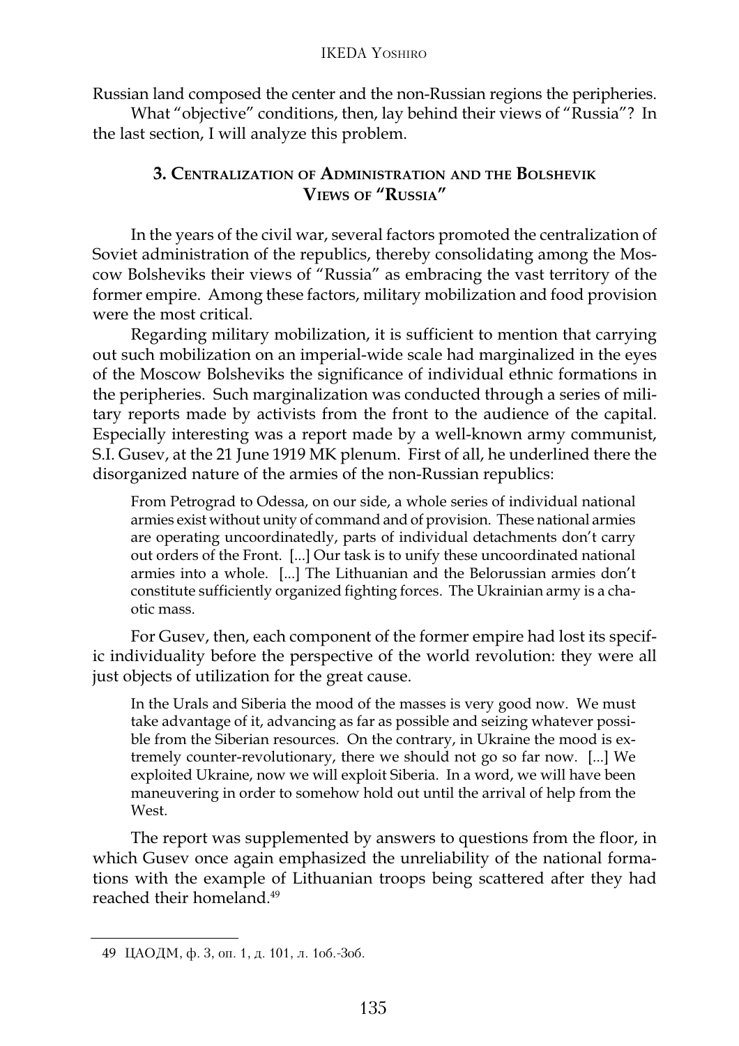Russian land composed the center and the non-Russian regions the peripheries.

What "objective" conditions, then, lay behind their views of "Russia"? In the last section, I will analyze this problem.

## 3. Centralization of Administration and the Bolshevik Views of "Russia"

In the years of the civil war, several factors promoted the centralization of Soviet administration of the republics, thereby consolidating among the Moscow Bolsheviks their views of "Russia" as embracing the vast territory of the former empire. Among these factors, military mobilization and food provision were the most critical.

Regarding military mobilization, it is sufficient to mention that carrying out such mobilization on an imperial-wide scale had marginalized in the eyes of the Moscow Bolsheviks the significance of individual ethnic formations in the peripheries. Such marginalization was conducted through a series of military reports made by activists from the front to the audience of the capital. Especially interesting was a report made by a well-known army communist, S.I. Gusev, at the 21 June 1919 MK plenum. First of all, he underlined there the disorganized nature of the armies of the non-Russian republics:

> From Petrograd to Odessa, on our side, a whole series of individual national armies exist without unity of command and of provision. These national armies are operating uncoordinatedly, parts of individual detachments don't carry out orders of the Front. [...] Our task is to unify these uncoordinated national armies into a whole. [...] The Lithuanian and the Belorussian armies don't constitute sufficiently organized fighting forces. The Ukrainian army is a chaotic mass.

For Gusev, then, each component of the former empire had lost its specific individuality before the perspective of the world revolution: they were all just objects of utilization for the great cause.

> In the Urals and Siberia the mood of the masses is very good now. We must take advantage of it, advancing as far as possible and seizing whatever possible from the Siberian resources. On the contrary, in Ukraine the mood is extremely counter-revolutionary, there we should not go so far now. [...] We exploited Ukraine, now we will exploit Siberia. In a word, we will have been maneuvering in order to somehow hold out until the arrival of help from the West.

The report was supplemented by answers to questions from the floor, in which Gusev once again emphasized the unreliability of the national formations with the example of Lithuanian troops being scattered after they had reached their homeland.[49]

---

49 ЦАОДМ, ф. 3, оп. 1, д. 101, л. 1об.-3об.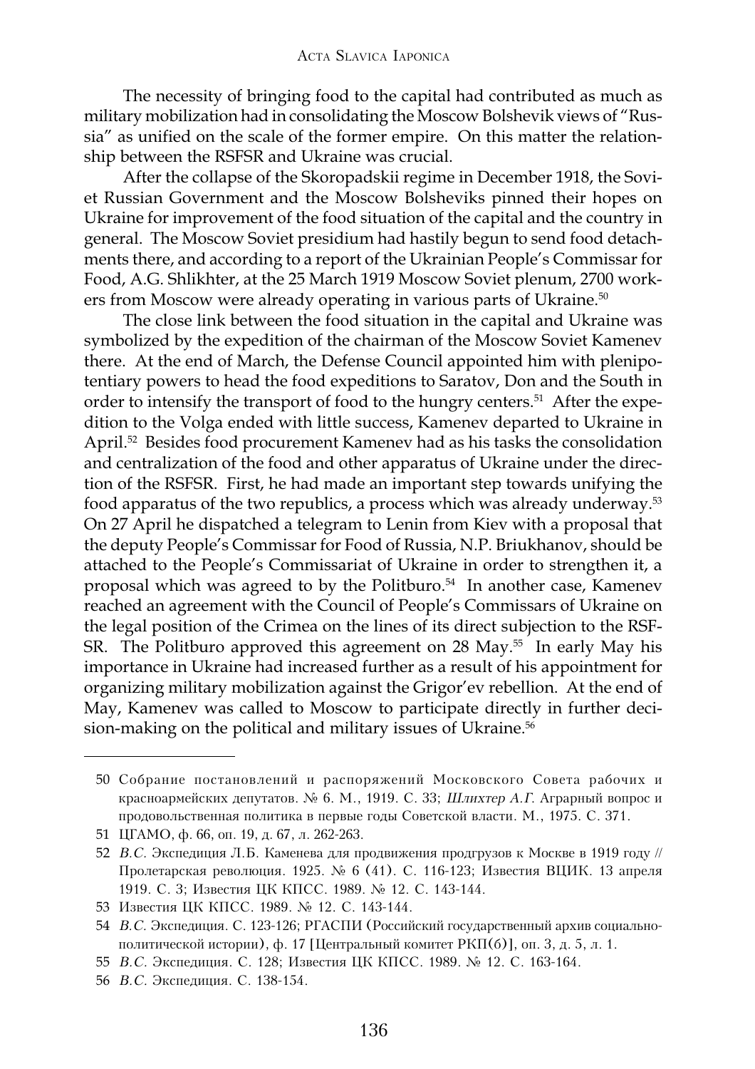The necessity of bringing food to the capital had contributed as much as military mobilization had in consolidating the Moscow Bolshevik views of "Russia" as unified on the scale of the former empire. On this matter the relationship between the RSFSR and Ukraine was crucial.

After the collapse of the Skoropadskii regime in December 1918, the Soviet Russian Government and the Moscow Bolsheviks pinned their hopes on Ukraine for improvement of the food situation of the capital and the country in general. The Moscow Soviet presidium had hastily begun to send food detachments there, and according to a report of the Ukrainian People's Commissar for Food, A.G. Shlikhter, at the 25 March 1919 Moscow Soviet plenum, 2700 workers from Moscow were already operating in various parts of Ukraine.[50]

The close link between the food situation in the capital and Ukraine was symbolized by the expedition of the chairman of the Moscow Soviet Kamenev there. At the end of March, the Defense Council appointed him with plenipotentiary powers to head the food expeditions to Saratov, Don and the South in order to intensify the transport of food to the hungry centers.[51] After the expedition to the Volga ended with little success, Kamenev departed to Ukraine in April.[52] Besides food procurement Kamenev had as his tasks the consolidation and centralization of the food and other apparatus of Ukraine under the direction of the RSFSR. First, he had made an important step towards unifying the food apparatus of the two republics, a process which was already underway.[53] On 27 April he dispatched a telegram to Lenin from Kiev with a proposal that the deputy People's Commissar for Food of Russia, N.P. Briukhanov, should be attached to the People's Commissariat of Ukraine in order to strengthen it, a proposal which was agreed to by the Politburo.[54] In another case, Kamenev reached an agreement with the Council of People's Commissars of Ukraine on the legal position of the Crimea on the lines of its direct subjection to the RSFSR. The Politburo approved this agreement on 28 May.[55] In early May his importance in Ukraine had increased further as a result of his appointment for organizing military mobilization against the Grigor'ev rebellion. At the end of May, Kamenev was called to Moscow to participate directly in further decision-making on the political and military issues of Ukraine.[56]

---

50 Собрание постановлений и распоряжений Московского Совета рабочих и красноармейских депутатов. № 6. М., 1919. С. 33; *Шлихтер А.Г.* Аграрный вопрос и продовольственная политика в первые годы Советской власти. М., 1975. С. 371.

51 ЦГАМО, ф. 66, оп. 19, д. 67, л. 262-263.

52 *В.С.* Экспедиция Л.Б. Каменева для продвижения продгрузов к Москве в 1919 году // Пролетарская революция. 1925. № 6 (41). С. 116-123; Известия ВЦИК. 13 апреля 1919. С. 3; Известия ЦК КПСС. 1989. № 12. С. 143-144.

53 Известия ЦК КПСС. 1989. № 12. С. 143-144.

54 *В.С.* Экспедиция. С. 123-126; РГАСПИ (Российский государственный архив социально-политической истории), ф. 17 [Центральный комитет РКП(б)], оп. 3, д. 5, л. 1.

55 *В.С.* Экспедиция. С. 128; Известия ЦК КПСС. 1989. № 12. С. 163-164.

56 *В.С.* Экспедиция. С. 138-154.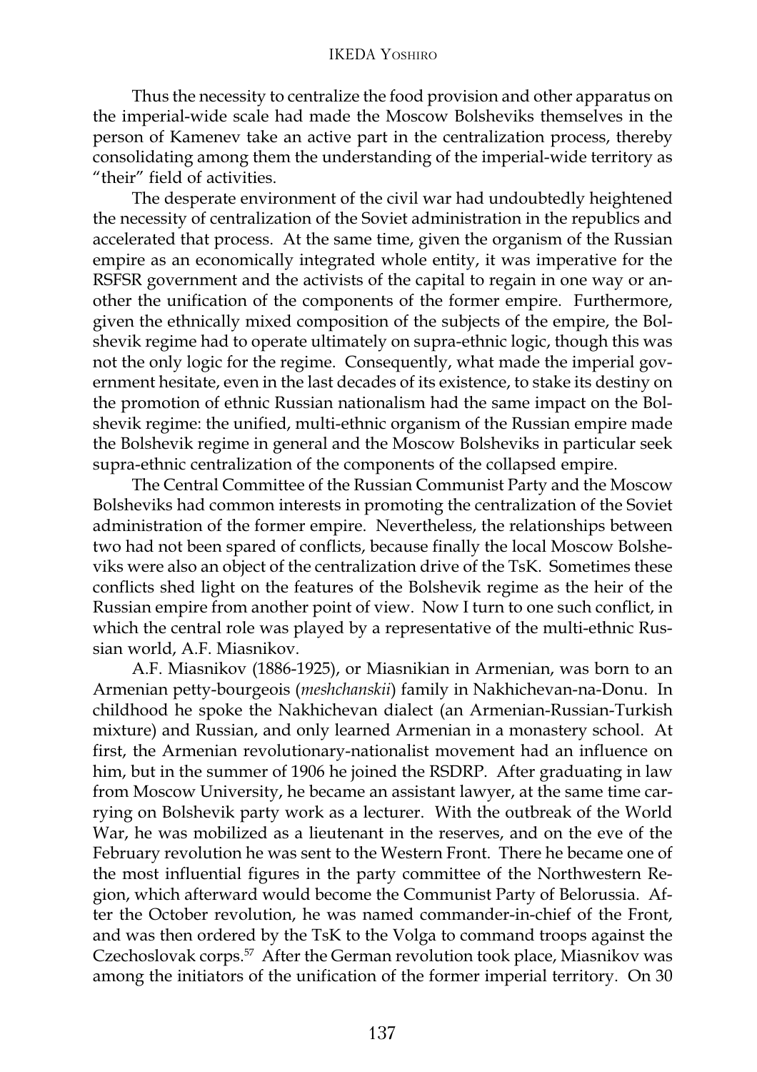Thus the necessity to centralize the food provision and other apparatus on the imperial-wide scale had made the Moscow Bolsheviks themselves in the person of Kamenev take an active part in the centralization process, thereby consolidating among them the understanding of the imperial-wide territory as "their" field of activities.

The desperate environment of the civil war had undoubtedly heightened the necessity of centralization of the Soviet administration in the republics and accelerated that process. At the same time, given the organism of the Russian empire as an economically integrated whole entity, it was imperative for the RSFSR government and the activists of the capital to regain in one way or another the unification of the components of the former empire. Furthermore, given the ethnically mixed composition of the subjects of the empire, the Bolshevik regime had to operate ultimately on supra-ethnic logic, though this was not the only logic for the regime. Consequently, what made the imperial government hesitate, even in the last decades of its existence, to stake its destiny on the promotion of ethnic Russian nationalism had the same impact on the Bolshevik regime: the unified, multi-ethnic organism of the Russian empire made the Bolshevik regime in general and the Moscow Bolsheviks in particular seek supra-ethnic centralization of the components of the collapsed empire.

The Central Committee of the Russian Communist Party and the Moscow Bolsheviks had common interests in promoting the centralization of the Soviet administration of the former empire. Nevertheless, the relationships between two had not been spared of conflicts, because finally the local Moscow Bolsheviks were also an object of the centralization drive of the TsK. Sometimes these conflicts shed light on the features of the Bolshevik regime as the heir of the Russian empire from another point of view. Now I turn to one such conflict, in which the central role was played by a representative of the multi-ethnic Russian world, A.F. Miasnikov.

A.F. Miasnikov (1886-1925), or Miasnikian in Armenian, was born to an Armenian petty-bourgeois (*meshchanskii*) family in Nakhichevan-na-Donu. In childhood he spoke the Nakhichevan dialect (an Armenian-Russian-Turkish mixture) and Russian, and only learned Armenian in a monastery school. At first, the Armenian revolutionary-nationalist movement had an influence on him, but in the summer of 1906 he joined the RSDRP. After graduating in law from Moscow University, he became an assistant lawyer, at the same time carrying on Bolshevik party work as a lecturer. With the outbreak of the World War, he was mobilized as a lieutenant in the reserves, and on the eve of the February revolution he was sent to the Western Front. There he became one of the most influential figures in the party committee of the Northwestern Region, which afterward would become the Communist Party of Belorussia. After the October revolution, he was named commander-in-chief of the Front, and was then ordered by the TsK to the Volga to command troops against the Czechoslovak corps.[57] After the German revolution took place, Miasnikov was among the initiators of the unification of the former imperial territory. On 30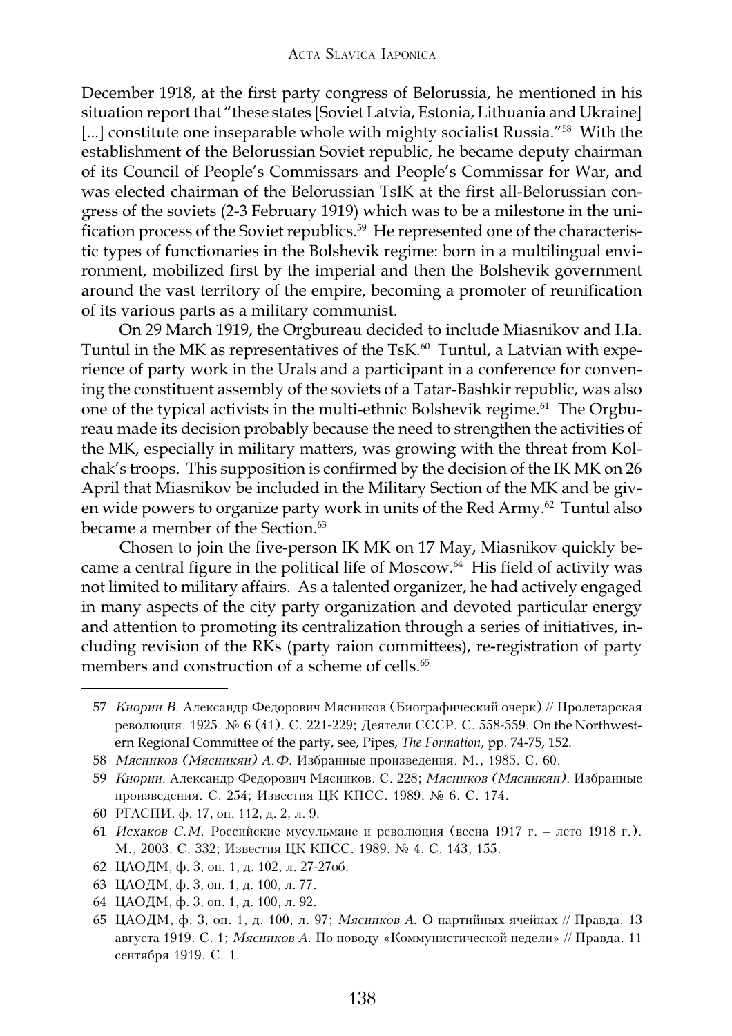December 1918, at the first party congress of Belorussia, he mentioned in his situation report that "these states [Soviet Latvia, Estonia, Lithuania and Ukraine] [...] constitute one inseparable whole with mighty socialist Russia."[58] With the establishment of the Belorussian Soviet republic, he became deputy chairman of its Council of People's Commissars and People's Commissar for War, and was elected chairman of the Belorussian TsIK at the first all-Belorussian congress of the soviets (2-3 February 1919) which was to be a milestone in the unification process of the Soviet republics.[59] He represented one of the characteristic types of functionaries in the Bolshevik regime: born in a multilingual environment, mobilized first by the imperial and then the Bolshevik government around the vast territory of the empire, becoming a promoter of reunification of its various parts as a military communist.

On 29 March 1919, the Orgbureau decided to include Miasnikov and I.Ia. Tuntul in the MK as representatives of the TsK.[60] Tuntul, a Latvian with experience of party work in the Urals and a participant in a conference for convening the constituent assembly of the soviets of a Tatar-Bashkir republic, was also one of the typical activists in the multi-ethnic Bolshevik regime.[61] The Orgbureau made its decision probably because the need to strengthen the activities of the MK, especially in military matters, was growing with the threat from Kolchak's troops. This supposition is confirmed by the decision of the IK MK on 26 April that Miasnikov be included in the Military Section of the MK and be given wide powers to organize party work in units of the Red Army.[62] Tuntul also became a member of the Section.[63]

Chosen to join the five-person IK MK on 17 May, Miasnikov quickly became a central figure in the political life of Moscow.[64] His field of activity was not limited to military affairs. As a talented organizer, he had actively engaged in many aspects of the city party organization and devoted particular energy and attention to promoting its centralization through a series of initiatives, including revision of the RKs (party raion committees), re-registration of party members and construction of a scheme of cells.[65]

---

57 *Кнорин В.* Александр Федорович Мясников (Биографический очерк) // Пролетарская революция. 1925. № 6 (41). С. 221-229; Деятели СССР. С. 558-559. On the Northwestern Regional Committee of the party, see, Pipes, *The Formation*, pp. 74-75, 152.

58 *Мясников (Мясникян) А.Ф.* Избранные произведения. М., 1985. С. 60.

59 *Кнорин.* Александр Федорович Мясников. С. 228; *Мясников (Мясникян).* Избранные произведения. С. 254; Известия ЦК КПСС. 1989. № 6. С. 174.

60 РГАСПИ, ф. 17, оп. 112, д. 2, л. 9.

61 *Исхаков С.М.* Российские мусульмане и революция (весна 1917 г. – лето 1918 г.). М., 2003. С. 332; Известия ЦК КПСС. 1989. № 4. С. 143, 155.

62 ЦАОДМ, ф. 3, оп. 1, д. 102, л. 27-27об.

63 ЦАОДМ, ф. 3, оп. 1, д. 100, л. 77.

64 ЦАОДМ, ф. 3, оп. 1, д. 100, л. 92.

65 ЦАОДМ, ф. 3, оп. 1, д. 100, л. 97; *Мясников А.* О партийных ячейках // Правда. 13 августа 1919. С. 1; *Мясников А.* По поводу «Коммунистической недели» // Правда. 11 сентября 1919. С. 1.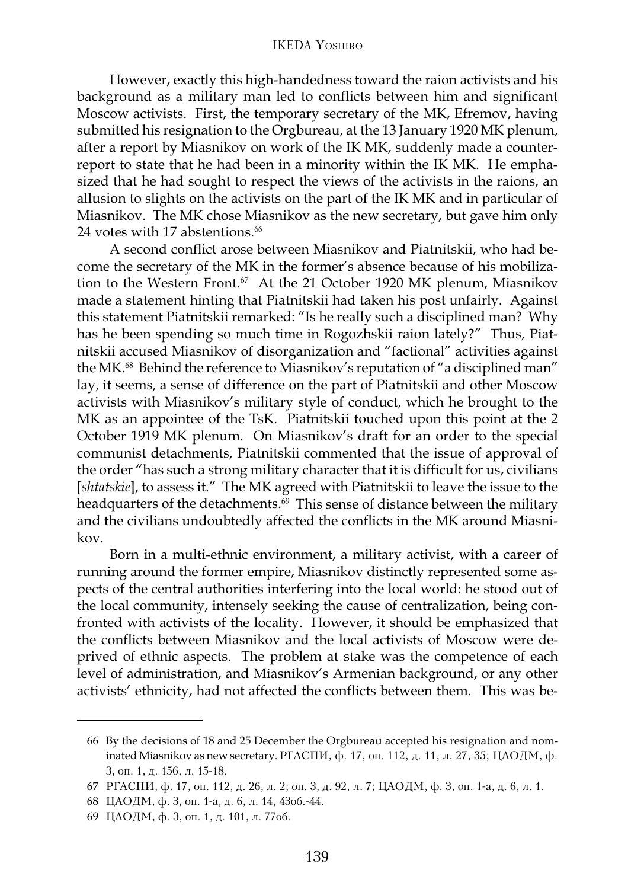However, exactly this high-handedness toward the raion activists and his background as a military man led to conflicts between him and significant Moscow activists. First, the temporary secretary of the MK, Efremov, having submitted his resignation to the Orgbureau, at the 13 January 1920 MK plenum, after a report by Miasnikov on work of the IK MK, suddenly made a counter-report to state that he had been in a minority within the IK MK. He emphasized that he had sought to respect the views of the activists in the raions, an allusion to slights on the activists on the part of the IK MK and in particular of Miasnikov. The MK chose Miasnikov as the new secretary, but gave him only 24 votes with 17 abstentions.[66]

A second conflict arose between Miasnikov and Piatnitskii, who had become the secretary of the MK in the former's absence because of his mobilization to the Western Front.[67] At the 21 October 1920 MK plenum, Miasnikov made a statement hinting that Piatnitskii had taken his post unfairly. Against this statement Piatnitskii remarked: "Is he really such a disciplined man? Why has he been spending so much time in Rogozhskii raion lately?" Thus, Piatnitskii accused Miasnikov of disorganization and "factional" activities against the MK.[68] Behind the reference to Miasnikov's reputation of "a disciplined man" lay, it seems, a sense of difference on the part of Piatnitskii and other Moscow activists with Miasnikov's military style of conduct, which he brought to the MK as an appointee of the TsK. Piatnitskii touched upon this point at the 2 October 1919 MK plenum. On Miasnikov's draft for an order to the special communist detachments, Piatnitskii commented that the issue of approval of the order "has such a strong military character that it is difficult for us, civilians [*shtatskie*], to assess it." The MK agreed with Piatnitskii to leave the issue to the headquarters of the detachments.[69] This sense of distance between the military and the civilians undoubtedly affected the conflicts in the MK around Miasnikov.

Born in a multi-ethnic environment, a military activist, with a career of running around the former empire, Miasnikov distinctly represented some aspects of the central authorities interfering into the local world: he stood out of the local community, intensely seeking the cause of centralization, being confronted with activists of the locality. However, it should be emphasized that the conflicts between Miasnikov and the local activists of Moscow were deprived of ethnic aspects. The problem at stake was the competence of each level of administration, and Miasnikov's Armenian background, or any other activists' ethnicity, had not affected the conflicts between them. This was be-

---

66 By the decisions of 18 and 25 December the Orgbureau accepted his resignation and nominated Miasnikov as new secretary. РГАСПИ, ф. 17, оп. 112, д. 11, л. 27, 35; ЦАОДМ, ф. 3, оп. 1, д. 156, л. 15-18.

67 РГАСПИ, ф. 17, оп. 112, д. 26, л. 2; оп. 3, д. 92, л. 7; ЦАОДМ, ф. 3, оп. 1-а, д. 6, л. 1.

68 ЦАОДМ, ф. 3, оп. 1-а, д. 6, л. 14, 43об.-44.

69 ЦАОДМ, ф. 3, оп. 1, д. 101, л. 77об.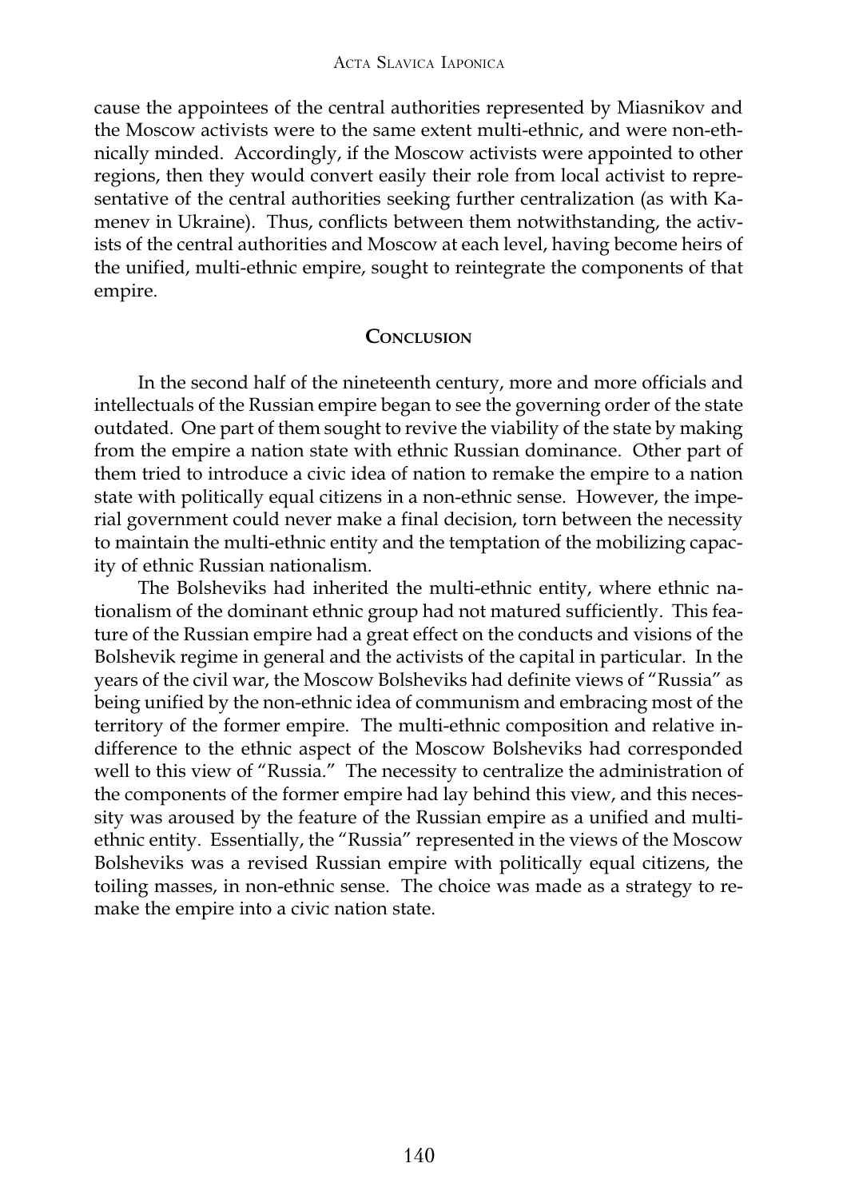cause the appointees of the central authorities represented by Miasnikov and the Moscow activists were to the same extent multi-ethnic, and were non-ethnically minded. Accordingly, if the Moscow activists were appointed to other regions, then they would convert easily their role from local activist to representative of the central authorities seeking further centralization (as with Kamenev in Ukraine). Thus, conflicts between them notwithstanding, the activists of the central authorities and Moscow at each level, having become heirs of the unified, multi-ethnic empire, sought to reintegrate the components of that empire.

## Conclusion

In the second half of the nineteenth century, more and more officials and intellectuals of the Russian empire began to see the governing order of the state outdated. One part of them sought to revive the viability of the state by making from the empire a nation state with ethnic Russian dominance. Other part of them tried to introduce a civic idea of nation to remake the empire to a nation state with politically equal citizens in a non-ethnic sense. However, the imperial government could never make a final decision, torn between the necessity to maintain the multi-ethnic entity and the temptation of the mobilizing capacity of ethnic Russian nationalism.

The Bolsheviks had inherited the multi-ethnic entity, where ethnic nationalism of the dominant ethnic group had not matured sufficiently. This feature of the Russian empire had a great effect on the conducts and visions of the Bolshevik regime in general and the activists of the capital in particular. In the years of the civil war, the Moscow Bolsheviks had definite views of "Russia" as being unified by the non-ethnic idea of communism and embracing most of the territory of the former empire. The multi-ethnic composition and relative indifference to the ethnic aspect of the Moscow Bolsheviks had corresponded well to this view of "Russia." The necessity to centralize the administration of the components of the former empire had lay behind this view, and this necessity was aroused by the feature of the Russian empire as a unified and multi-ethnic entity. Essentially, the "Russia" represented in the views of the Moscow Bolsheviks was a revised Russian empire with politically equal citizens, the toiling masses, in non-ethnic sense. The choice was made as a strategy to remake the empire into a civic nation state.